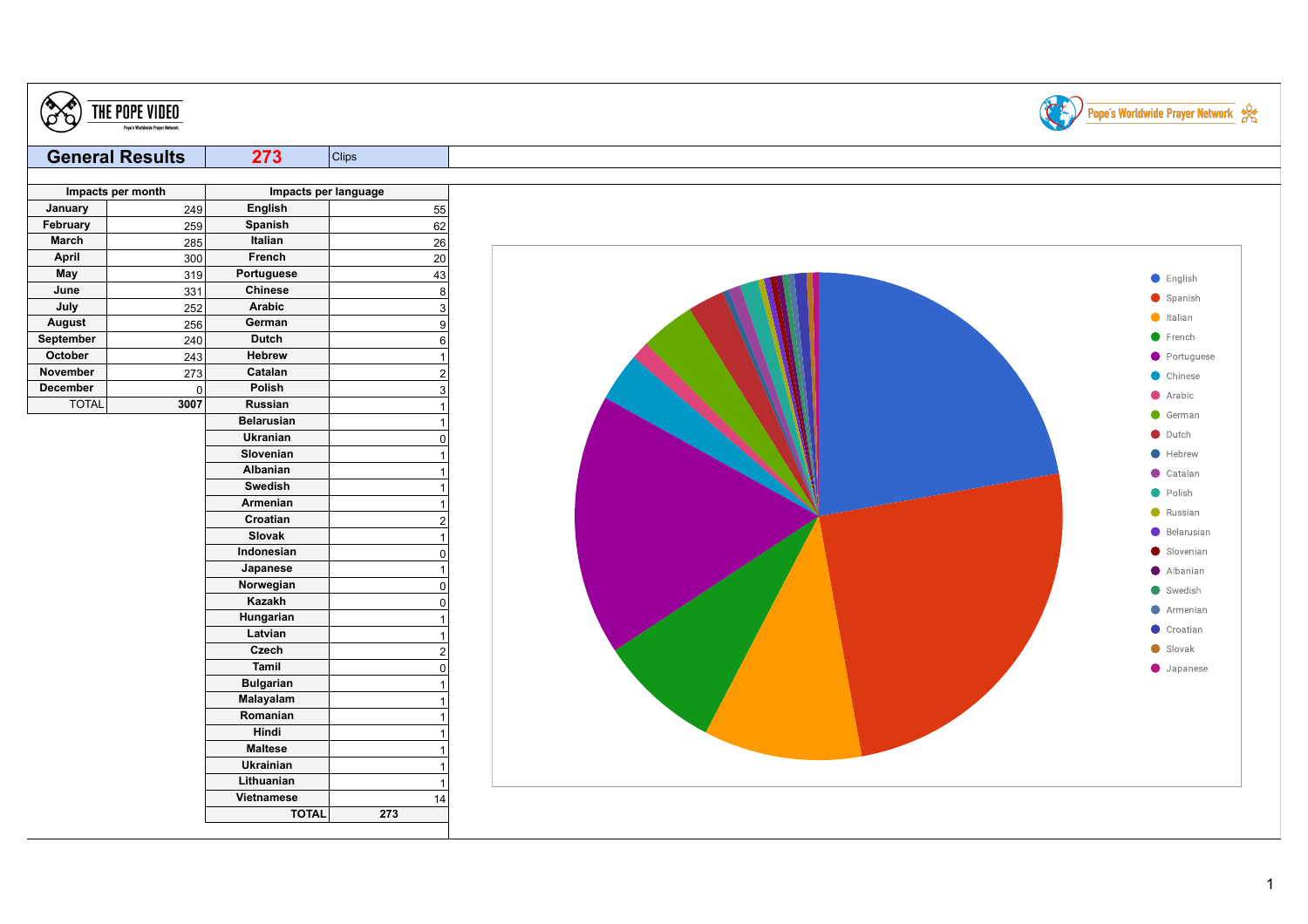THE POPE VIDEO

Pope's Worldwide Prayer Network

## General Results

| General Results | 273 | Clips |
|---|---|---|

| Impacts per month | |
|---|---|
| January | 249 |
| February | 259 |
| March | 285 |
| April | 300 |
| May | 319 |
| June | 331 |
| July | 252 |
| August | 256 |
| September | 240 |
| October | 243 |
| November | 273 |
| December | 0 |
| TOTAL | 3007 |

| Impacts per language | |
|---|---|
| English | 55 |
| Spanish | 62 |
| Italian | 26 |
| French | 20 |
| Portuguese | 43 |
| Chinese | 8 |
| Arabic | 3 |
| German | 9 |
| Dutch | 6 |
| Hebrew | 1 |
| Catalan | 2 |
| Polish | 3 |
| Russian | 1 |
| Belarusian | 1 |
| Ukranian | 0 |
| Slovenian | 1 |
| Albanian | 1 |
| Swedish | 1 |
| Armenian | 1 |
| Croatian | 2 |
| Slovak | 1 |
| Indonesian | 0 |
| Japanese | 1 |
| Norwegian | 0 |
| Kazakh | 0 |
| Hungarian | 1 |
| Latvian | 1 |
| Czech | 2 |
| Tamil | 0 |
| Bulgarian | 1 |
| Malayalam | 1 |
| Romanian | 1 |
| Hindi | 1 |
| Maltese | 1 |
| Ukrainian | 1 |
| Lithuanian | 1 |
| Vietnamese | 14 |
| TOTAL | 273 |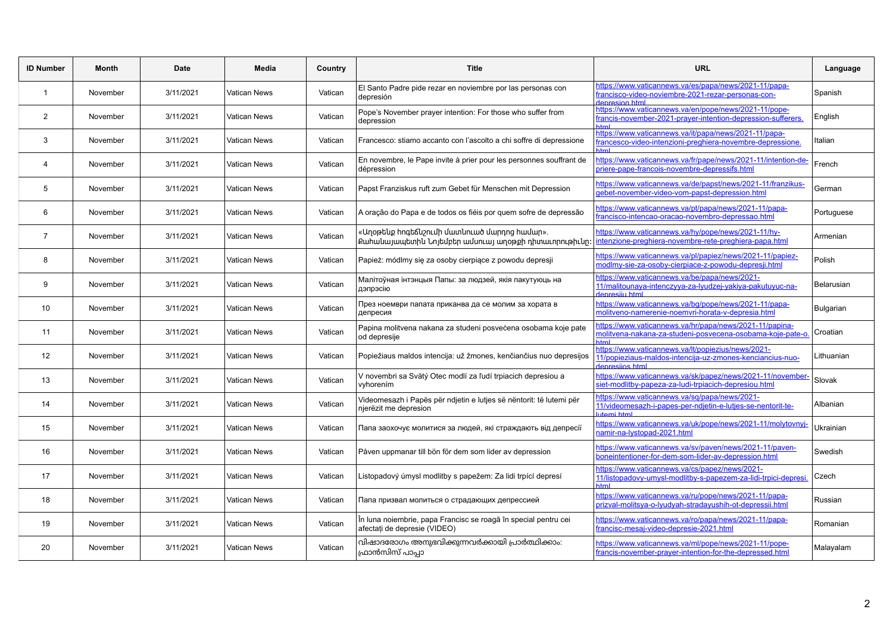| ID Number | Month | Date | Media | Country | Title | URL | Language |
|---|---|---|---|---|---|---|---|
| 1 | November | 3/11/2021 | Vatican News | Vatican | El Santo Padre pide rezar en noviembre por las personas con depresión | https://www.vaticannews.va/es/papa/news/2021-11/papa-francisco-video-noviembre-2021-rezar-personas-con-depresion.html | Spanish |
| 2 | November | 3/11/2021 | Vatican News | Vatican | Pope's November prayer intention: For those who suffer from depression | https://www.vaticannews.va/en/pope/news/2021-11/pope-francis-november-2021-prayer-intention-depression-sufferers.html | English |
| 3 | November | 3/11/2021 | Vatican News | Vatican | Francesco: stiamo accanto con l'ascolto a chi soffre di depressione | https://www.vaticannews.va/it/papa/news/2021-11/papa-francesco-video-intenzioni-preghiera-novembre-depressione.html | Italian |
| 4 | November | 3/11/2021 | Vatican News | Vatican | En novembre, le Pape invite à prier pour les personnes souffrant de dépression | https://www.vaticannews.va/fr/pape/news/2021-11/intention-de-priere-pape-francois-novembre-depressifs.html | French |
| 5 | November | 3/11/2021 | Vatican News | Vatican | Papst Franziskus ruft zum Gebet für Menschen mit Depression | https://www.vaticannews.va/de/papst/news/2021-11/franzikus-gebet-november-video-vom-papst-depression.html | German |
| 6 | November | 3/11/2021 | Vatican News | Vatican | A oração do Papa e de todos os fiéis por quem sofre de depressão | https://www.vaticannews.va/pt/papa/news/2021-11/papa-francisco-intencao-oracao-novembro-depressao.html | Portuguese |
| 7 | November | 3/11/2021 | Vatican News | Vatican | «Աղոթենք հոգեճնշումի մատնուած մարդոց համար». Քահանայապետին Նոյեմբեր ամսուայ աղօթքի դիտաւորութիւնը։ | https://www.vaticannews.va/hy/pope/news/2021-11/hy-intenzione-preghiera-novembre-rete-preghiera-papa.html | Armenian |
| 8 | November | 3/11/2021 | Vatican News | Vatican | Papież: módlmy się za osoby cierpiące z powodu depresji | https://www.vaticannews.va/pl/papiez/news/2021-11/papiez-modlmy-sie-za-osoby-cierpiace-z-powodu-depresji.html | Polish |
| 9 | November | 3/11/2021 | Vatican News | Vatican | Малітоўная інтэнцыя Папы: за людзей, якія пакутуюць на дэпрэсію | https://www.vaticannews.va/be/papa/news/2021-11/malitounaya-intenczyya-za-lyudzej-yakiya-pakutuyuc-na-depresiiu.html | Belarusian |
| 10 | November | 3/11/2021 | Vatican News | Vatican | През ноември папата приканва да се молим за хората в депресия | https://www.vaticannews.va/bg/pope/news/2021-11/papa-molitveno-namerenie-noemvri-horata-v-depresia.html | Bulgarian |
| 11 | November | 3/11/2021 | Vatican News | Vatican | Papina molitvena nakana za studeni posvećena osobama koje pate od depresije | https://www.vaticannews.va/hr/papa/news/2021-11/papina-molitvena-nakana-za-studeni-posvecena-osobama-koje-pate-o.html | Croatian |
| 12 | November | 3/11/2021 | Vatican News | Vatican | Popiežiaus maldos intencija: už žmones, kenčiančius nuo depresijos | https://www.vaticannews.va/lt/popiezius/news/2021-11/popieziaus-maldos-intencija-uz-zmones-kenciancius-nuo-depresijos.html | Lithuanian |
| 13 | November | 3/11/2021 | Vatican News | Vatican | V novembri sa Svätý Otec modlí za ľudí trpiacich depresiou a vyhorením | https://www.vaticannews.va/sk/papez/news/2021-11/november-siet-modlitby-papeza-za-ludi-trpiacich-depresiou.html | Slovak |
| 14 | November | 3/11/2021 | Vatican News | Vatican | Videomesazh i Papës për ndjetin e lutjes së nëntorit: të lutemi për njerëzit me depresion | https://www.vaticannews.va/sq/papa/news/2021-11/videomesazh-i-papes-per-ndjetin-e-lutjes-se-nentorit-te-lutemi.html | Albanian |
| 15 | November | 3/11/2021 | Vatican News | Vatican | Папа заохочує молитися за людей, які страждають від депресії | https://www.vaticannews.va/uk/pope/news/2021-11/molytovnyj-namir-na-lystopad-2021.html | Ukrainian |
| 16 | November | 3/11/2021 | Vatican News | Vatican | Påven uppmanar till bön för dem som lider av depression | https://www.vaticannews.va/sv/paven/news/2021-11/paven-boneintentioner-for-dem-som-lider-av-depression.html | Swedish |
| 17 | November | 3/11/2021 | Vatican News | Vatican | Listopadový úmysl modlitby s papežem: Za lidi trpící depresí | https://www.vaticannews.va/cs/papez/news/2021-11/listopadovy-umysl-modlitby-s-papezem-za-lidi-trpici-depresi.html | Czech |
| 18 | November | 3/11/2021 | Vatican News | Vatican | Папа призвал молиться о страдающих депрессией | https://www.vaticannews.va/ru/pope/news/2021-11/papa-prizval-molitsya-o-lyudyah-stradayushih-ot-depressii.html | Russian |
| 19 | November | 3/11/2021 | Vatican News | Vatican | În luna noiembrie, papa Francisc se roagă în special pentru cei afectați de depresie (VIDEO) | https://www.vaticannews.va/ro/papa/news/2021-11/papa-francisc-mesaj-video-depresie-2021.html | Romanian |
| 20 | November | 3/11/2021 | Vatican News | Vatican | വിഷാദരോഗം അനുഭവിക്കുന്നവർക്കായി പ്രാർത്ഥിക്കാം: ഫ്രാൻസിസ് പാപ്പാ | https://www.vaticannews.va/ml/pope/news/2021-11/pope-francis-november-prayer-intention-for-the-depressed.html | Malayalam |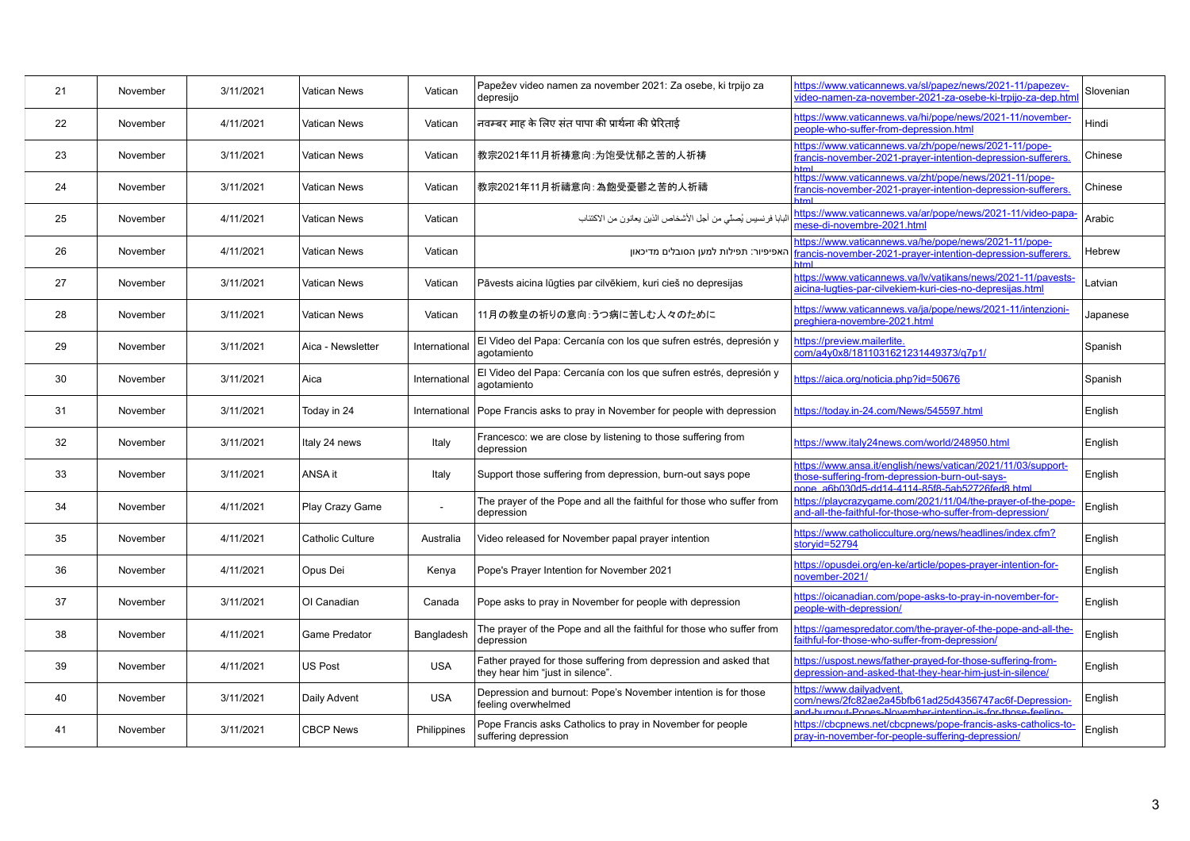| 21 | November | 3/11/2021 | Vatican News | Vatican | Papežev video namen za november 2021: Za osebe, ki trpijo za depresijo | https://www.vaticannews.va/sl/papez/news/2021-11/papezev-video-namen-za-november-2021-za-osebe-ki-trpijo-za-dep.html | Slovenian |
|---|---|---|---|---|---|---|---|
| 22 | November | 4/11/2021 | Vatican News | Vatican | नवम्बर माह के लिए संत पापा की प्रार्थना की प्रेरिताई | https://www.vaticannews.va/hi/pope/news/2021-11/november-people-who-suffer-from-depression.html | Hindi |
| 23 | November | 3/11/2021 | Vatican News | Vatican | 教宗2021年11月祈祷意向：为饱受忧郁之苦的人祈祷 | https://www.vaticannews.va/zh/pope/news/2021-11/pope-francis-november-2021-prayer-intention-depression-sufferers.html | Chinese |
| 24 | November | 3/11/2021 | Vatican News | Vatican | 教宗2021年11月祈禱意向：為飽受憂鬱之苦的人祈禱 | https://www.vaticannews.va/zht/pope/news/2021-11/pope-francis-november-2021-prayer-intention-depression-sufferers.html | Chinese |
| 25 | November | 4/11/2021 | Vatican News | Vatican | البابا فرنسيس يُصلّي من أجل الأشخاص الذين يعانون من الاكتئاب | https://www.vaticannews.va/ar/pope/news/2021-11/video-papa-mese-di-novembre-2021.html | Arabic |
| 26 | November | 4/11/2021 | Vatican News | Vatican | האפיפיור: תפילות למען הסובלים מדיכאון | https://www.vaticannews.va/he/pope/news/2021-11/pope-francis-november-2021-prayer-intention-depression-sufferers.html | Hebrew |
| 27 | November | 3/11/2021 | Vatican News | Vatican | Pāvests aicina lūgties par cilvēkiem, kuri cieš no depresijas | https://www.vaticannews.va/lv/vatikans/news/2021-11/pavests-aicina-lugties-par-cilvekiem-kuri-cies-no-depresijas.html | Latvian |
| 28 | November | 3/11/2021 | Vatican News | Vatican | 11月の教皇の祈りの意向：うつ病に苦しむ人々のために | https://www.vaticannews.va/ja/pope/news/2021-11/intenzioni-preghiera-novembre-2021.html | Japanese |
| 29 | November | 3/11/2021 | Aica - Newsletter | International | El Video del Papa: Cercanía con los que sufren estrés, depresión y agotamiento | https://preview.mailerlite.com/a4y0x8/1811031621231449373/q7p1/ | Spanish |
| 30 | November | 3/11/2021 | Aica | International | El Video del Papa: Cercanía con los que sufren estrés, depresión y agotamiento | https://aica.org/noticia.php?id=50676 | Spanish |
| 31 | November | 3/11/2021 | Today in 24 | International | Pope Francis asks to pray in November for people with depression | https://today.in-24.com/News/545597.html | English |
| 32 | November | 3/11/2021 | Italy 24 news | Italy | Francesco: we are close by listening to those suffering from depression | https://www.italy24news.com/world/248950.html | English |
| 33 | November | 3/11/2021 | ANSA it | Italy | Support those suffering from depression, burn-out says pope | https://www.ansa.it/english/news/vatican/2021/11/03/support-those-suffering-from-depression-burn-out-says-pope_a6b030d5-dd14-4114-85f8-5ab52726fed8.html | English |
| 34 | November | 4/11/2021 | Play Crazy Game | - | The prayer of the Pope and all the faithful for those who suffer from depression | https://playcrazygame.com/2021/11/04/the-prayer-of-the-pope-and-all-the-faithful-for-those-who-suffer-from-depression/ | English |
| 35 | November | 4/11/2021 | Catholic Culture | Australia | Video released for November papal prayer intention | https://www.catholicculture.org/news/headlines/index.cfm?storyid=52794 | English |
| 36 | November | 4/11/2021 | Opus Dei | Kenya | Pope's Prayer Intention for November 2021 | https://opusdei.org/en-ke/article/popes-prayer-intention-for-november-2021/ | English |
| 37 | November | 3/11/2021 | OI Canadian | Canada | Pope asks to pray in November for people with depression | https://oicanadian.com/pope-asks-to-pray-in-november-for-people-with-depression/ | English |
| 38 | November | 4/11/2021 | Game Predator | Bangladesh | The prayer of the Pope and all the faithful for those who suffer from depression | https://gamespredator.com/the-prayer-of-the-pope-and-all-the-faithful-for-those-who-suffer-from-depression/ | English |
| 39 | November | 4/11/2021 | US Post | USA | Father prayed for those suffering from depression and asked that they hear him "just in silence". | https://uspost.news/father-prayed-for-those-suffering-from-depression-and-asked-that-they-hear-him-just-in-silence/ | English |
| 40 | November | 3/11/2021 | Daily Advent | USA | Depression and burnout: Pope's November intention is for those feeling overwhelmed | https://www.dailyadvent.com/news/2fc82ae2a45bfb61ad25d4356747ac6f-Depression-and-burnout-Popes-November-intention-is-for-those-feeling- | English |
| 41 | November | 3/11/2021 | CBCP News | Philippines | Pope Francis asks Catholics to pray in November for people suffering depression | https://cbcpnews.net/cbcpnews/pope-francis-asks-catholics-to-pray-in-november-for-people-suffering-depression/ | English |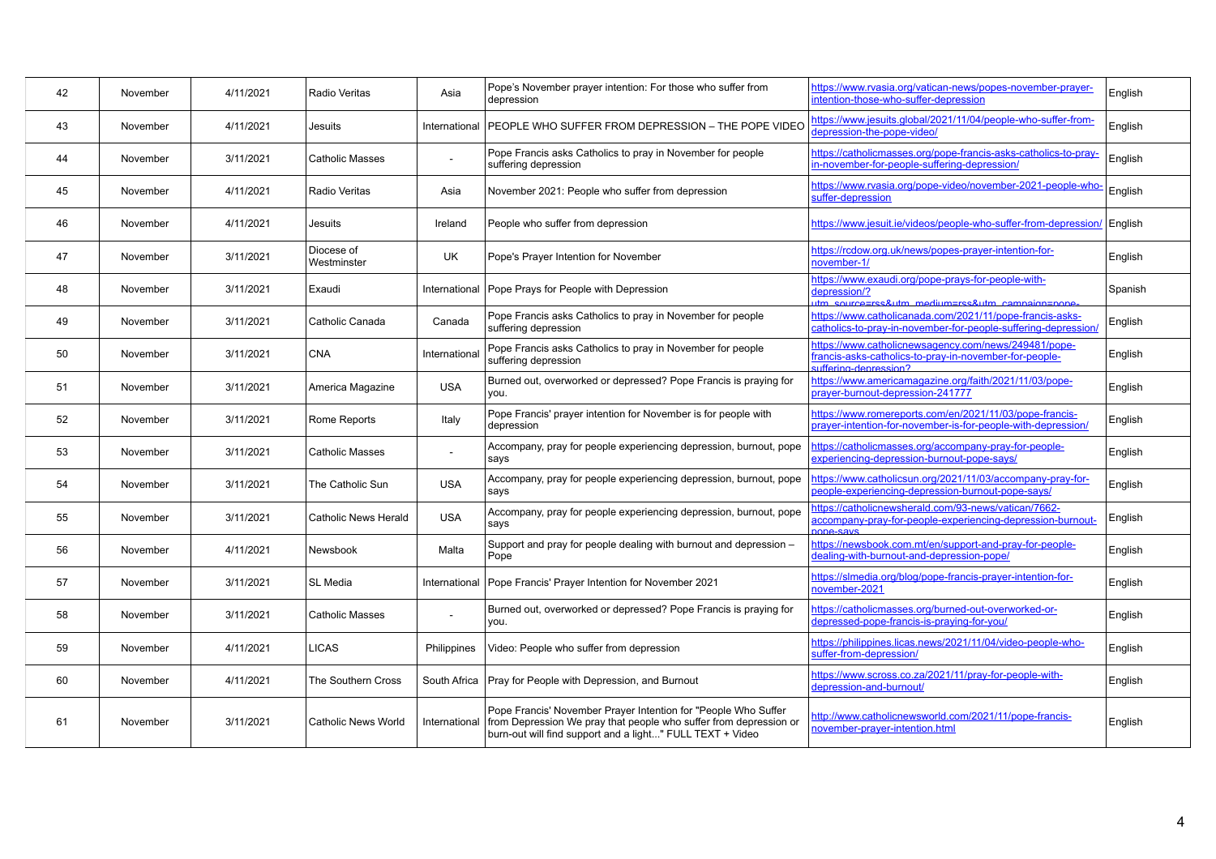| 42 | November | 4/11/2021 | Radio Veritas | Asia | Pope's November prayer intention: For those who suffer from depression | https://www.rvasia.org/vatican-news/popes-november-prayer-intention-those-who-suffer-depression | English |
|---|---|---|---|---|---|---|---|
| 43 | November | 4/11/2021 | Jesuits | International | PEOPLE WHO SUFFER FROM DEPRESSION – THE POPE VIDEO | https://www.jesuits.global/2021/11/04/people-who-suffer-from-depression-the-pope-video/ | English |
| 44 | November | 3/11/2021 | Catholic Masses | - | Pope Francis asks Catholics to pray in November for people suffering depression | https://catholicmasses.org/pope-francis-asks-catholics-to-pray-in-november-for-people-suffering-depression/ | English |
| 45 | November | 4/11/2021 | Radio Veritas | Asia | November 2021: People who suffer from depression | https://www.rvasia.org/pope-video/november-2021-people-who-suffer-depression | English |
| 46 | November | 4/11/2021 | Jesuits | Ireland | People who suffer from depression | https://www.jesuit.ie/videos/people-who-suffer-from-depression/ | English |
| 47 | November | 3/11/2021 | Diocese of Westminster | UK | Pope's Prayer Intention for November | https://rcdow.org.uk/news/popes-prayer-intention-for-november-1/ | English |
| 48 | November | 3/11/2021 | Exaudi | International | Pope Prays for People with Depression | https://www.exaudi.org/pope-prays-for-people-with-depression/?utm_source=rss&utm_medium=rss&utm_campaign=pope- | Spanish |
| 49 | November | 3/11/2021 | Catholic Canada | Canada | Pope Francis asks Catholics to pray in November for people suffering depression | https://www.catholicanada.com/2021/11/pope-francis-asks-catholics-to-pray-in-november-for-people-suffering-depression/ | English |
| 50 | November | 3/11/2021 | CNA | International | Pope Francis asks Catholics to pray in November for people suffering depression | https://www.catholicnewsagency.com/news/249481/pope-francis-asks-catholics-to-pray-in-november-for-people-suffering-depression? | English |
| 51 | November | 3/11/2021 | America Magazine | USA | Burned out, overworked or depressed? Pope Francis is praying for you. | https://www.americamagazine.org/faith/2021/11/03/pope-prayer-burnout-depression-241777 | English |
| 52 | November | 3/11/2021 | Rome Reports | Italy | Pope Francis' prayer intention for November is for people with depression | https://www.romereports.com/en/2021/11/03/pope-francis-prayer-intention-for-november-is-for-people-with-depression/ | English |
| 53 | November | 3/11/2021 | Catholic Masses | - | Accompany, pray for people experiencing depression, burnout, pope says | https://catholicmasses.org/accompany-pray-for-people-experiencing-depression-burnout-pope-says/ | English |
| 54 | November | 3/11/2021 | The Catholic Sun | USA | Accompany, pray for people experiencing depression, burnout, pope says | https://www.catholicsun.org/2021/11/03/accompany-pray-for-people-experiencing-depression-burnout-pope-says/ | English |
| 55 | November | 3/11/2021 | Catholic News Herald | USA | Accompany, pray for people experiencing depression, burnout, pope says | https://catholicnewsherald.com/93-news/vatican/7662-accompany-pray-for-people-experiencing-depression-burnout-pope-says | English |
| 56 | November | 4/11/2021 | Newsbook | Malta | Support and pray for people dealing with burnout and depression – Pope | https://newsbook.com.mt/en/support-and-pray-for-people-dealing-with-burnout-and-depression-pope/ | English |
| 57 | November | 3/11/2021 | SL Media | International | Pope Francis' Prayer Intention for November 2021 | https://slmedia.org/blog/pope-francis-prayer-intention-for-november-2021 | English |
| 58 | November | 3/11/2021 | Catholic Masses | - | Burned out, overworked or depressed? Pope Francis is praying for you. | https://catholicmasses.org/burned-out-overworked-or-depressed-pope-francis-is-praying-for-you/ | English |
| 59 | November | 4/11/2021 | LICAS | Philippines | Video: People who suffer from depression | https://philippines.licas.news/2021/11/04/video-people-who-suffer-from-depression/ | English |
| 60 | November | 4/11/2021 | The Southern Cross | South Africa | Pray for People with Depression, and Burnout | https://www.scross.co.za/2021/11/pray-for-people-with-depression-and-burnout/ | English |
| 61 | November | 3/11/2021 | Catholic News World | International | Pope Francis' November Prayer Intention for "People Who Suffer from Depression We pray that people who suffer from depression or burn-out will find support and a light..." FULL TEXT + Video | http://www.catholicnewsworld.com/2021/11/pope-francis-november-prayer-intention.html | English |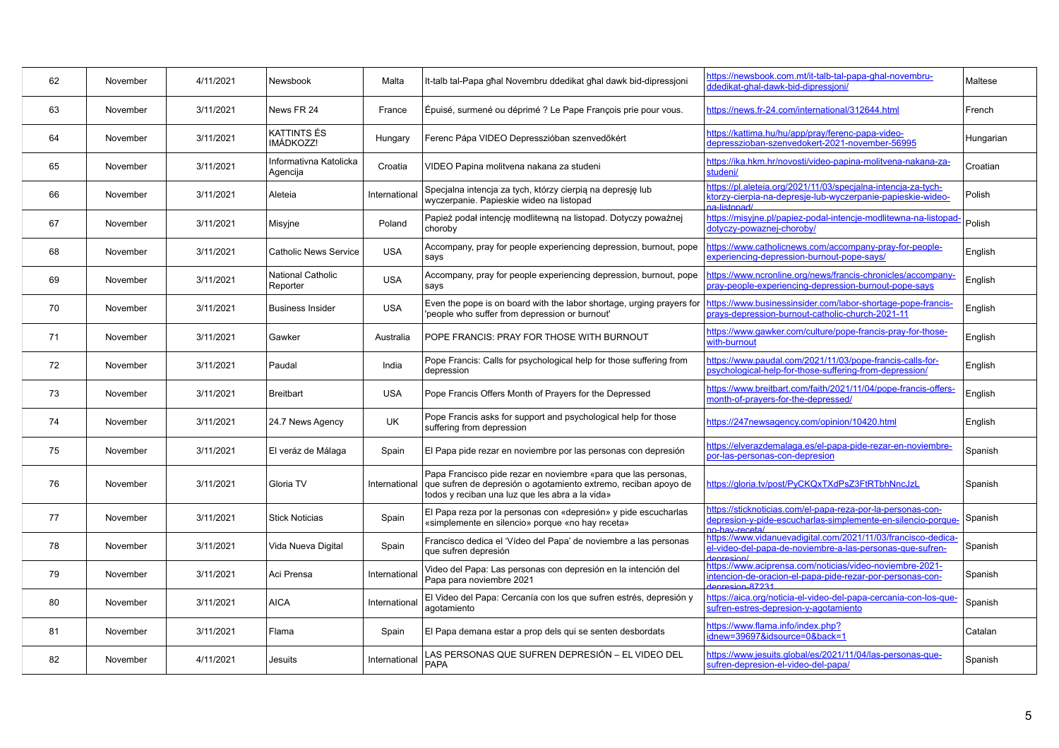| 62 | November | 4/11/2021 | Newsbook | Malta | It-talb tal-Papa għal Novembru ddedikat għal dawk bid-dipressjoni | https://newsbook.com.mt/it-talb-tal-papa-ghal-novembru-ddedikat-ghal-dawk-bid-dipressjoni/ | Maltese |
|---|---|---|---|---|---|---|---|
| 63 | November | 3/11/2021 | News FR 24 | France | Épuisé, surmené ou déprimé ? Le Pape François prie pour vous. | https://news.fr-24.com/international/312644.html | French |
| 64 | November | 3/11/2021 | KATTINTS ÉS IMÁDKOZZ! | Hungary | Ferenc Pápa VIDEO Depresszióban szenvedőkért | https://kattima.hu/hu/app/pray/ferenc-papa-video-depresszioban-szenvedokert-2021-november-56995 | Hungarian |
| 65 | November | 3/11/2021 | Informativna Katolicka Agencija | Croatia | VIDEO Papina molitvena nakana za studeni | https://ika.hkm.hr/novosti/video-papina-molitvena-nakana-za-studeni/ | Croatian |
| 66 | November | 3/11/2021 | Aleteia | International | Specjalna intencja za tych, którzy cierpią na depresję lub wyczerpanie. Papieskie wideo na listopad | https://pl.aleteia.org/2021/11/03/specjalna-intencja-za-tych-ktorzy-cierpia-na-depresje-lub-wyczerpanie-papieskie-wideo-na-listopad/ | Polish |
| 67 | November | 3/11/2021 | Misyjne | Poland | Papież podał intencję modlitewną na listopad. Dotyczy poważnej choroby | https://misyjne.pl/papiez-podal-intencje-modlitewna-na-listopad-dotyczy-powaznej-choroby/ | Polish |
| 68 | November | 3/11/2021 | Catholic News Service | USA | Accompany, pray for people experiencing depression, burnout, pope says | https://www.catholicnews.com/accompany-pray-for-people-experiencing-depression-burnout-pope-says/ | English |
| 69 | November | 3/11/2021 | National Catholic Reporter | USA | Accompany, pray for people experiencing depression, burnout, pope says | https://www.ncronline.org/news/francis-chronicles/accompany-pray-people-experiencing-depression-burnout-pope-says | English |
| 70 | November | 3/11/2021 | Business Insider | USA | Even the pope is on board with the labor shortage, urging prayers for 'people who suffer from depression or burnout' | https://www.businessinsider.com/labor-shortage-pope-francis-prays-depression-burnout-catholic-church-2021-11 | English |
| 71 | November | 3/11/2021 | Gawker | Australia | POPE FRANCIS: PRAY FOR THOSE WITH BURNOUT | https://www.gawker.com/culture/pope-francis-pray-for-those-with-burnout | English |
| 72 | November | 3/11/2021 | Paudal | India | Pope Francis: Calls for psychological help for those suffering from depression | https://www.paudal.com/2021/11/03/pope-francis-calls-for-psychological-help-for-those-suffering-from-depression/ | English |
| 73 | November | 3/11/2021 | Breitbart | USA | Pope Francis Offers Month of Prayers for the Depressed | https://www.breitbart.com/faith/2021/11/04/pope-francis-offers-month-of-prayers-for-the-depressed/ | English |
| 74 | November | 3/11/2021 | 24.7 News Agency | UK | Pope Francis asks for support and psychological help for those suffering from depression | https://247newsagency.com/opinion/10420.html | English |
| 75 | November | 3/11/2021 | El veráz de Málaga | Spain | El Papa pide rezar en noviembre por las personas con depresión | https://elverazdemalaga.es/el-papa-pide-rezar-en-noviembre-por-las-personas-con-depresion | Spanish |
| 76 | November | 3/11/2021 | Gloria TV | International | Papa Francisco pide rezar en noviembre «para que las personas, que sufren de depresión o agotamiento extremo, reciban apoyo de todos y reciban una luz que les abra a la vida» | https://gloria.tv/post/PyCKQxTXdPsZ3FtRTbhNncJzL | Spanish |
| 77 | November | 3/11/2021 | Stick Noticias | Spain | El Papa reza por la personas con «depresión» y pide escucharlas «simplemente en silencio» porque «no hay receta» | https://sticknoticias.com/el-papa-reza-por-la-personas-con-depresion-y-pide-escucharlas-simplemente-en-silencio-porque-no-hay-receta/ | Spanish |
| 78 | November | 3/11/2021 | Vida Nueva Digital | Spain | Francisco dedica el 'Vídeo del Papa' de noviembre a las personas que sufren depresión | https://www.vidanuevadigital.com/2021/11/03/francisco-dedica-el-video-del-papa-de-noviembre-a-las-personas-que-sufren-depresion/ | Spanish |
| 79 | November | 3/11/2021 | Aci Prensa | International | Video del Papa: Las personas con depresión en la intención del Papa para noviembre 2021 | https://www.aciprensa.com/noticias/video-noviembre-2021-intencion-de-oracion-el-papa-pide-rezar-por-personas-con-depresion-87231 | Spanish |
| 80 | November | 3/11/2021 | AICA | International | El Video del Papa: Cercanía con los que sufren estrés, depresión y agotamiento | https://aica.org/noticia-el-video-del-papa-cercania-con-los-que-sufren-estres-depresion-y-agotamiento | Spanish |
| 81 | November | 3/11/2021 | Flama | Spain | El Papa demana estar a prop dels qui se senten desbordats | https://www.flama.info/index.php?idnew=39697&idsource=0&back=1 | Catalan |
| 82 | November | 4/11/2021 | Jesuits | International | LAS PERSONAS QUE SUFREN DEPRESIÓN – EL VIDEO DEL PAPA | https://www.jesuits.global/es/2021/11/04/las-personas-que-sufren-depresion-el-video-del-papa/ | Spanish |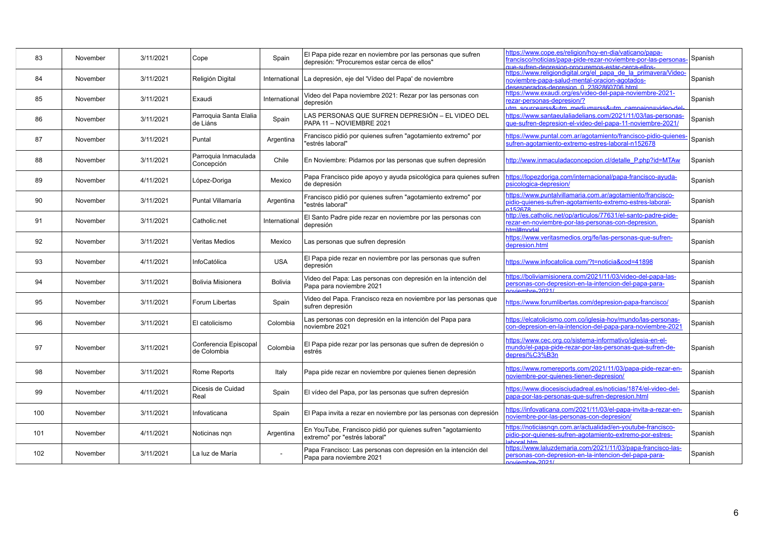| 83 | November | 3/11/2021 | Cope | Spain | El Papa pide rezar en noviembre por las personas que sufren depresión: "Procuremos estar cerca de ellos" | https://www.cope.es/religion/hoy-en-dia/vaticano/papa-francisco/noticias/papa-pide-rezar-noviembre-por-las-personas-que-sufren-depresion-procuremos-estar-cerca-ellos- | Spanish |
|---|---|---|---|---|---|---|---|
| 84 | November | 3/11/2021 | Religión Digital | International | La depresión, eje del 'Vídeo del Papa' de noviembre | https://www.religiondigital.org/el_papa_de_la_primavera/Video-noviembre-papa-salud-mental-oracion-agotados-desesperados-depresion_0_2392860706.html | Spanish |
| 85 | November | 3/11/2021 | Exaudi | International | Video del Papa noviembre 2021: Rezar por las personas con depresión | https://www.exaudi.org/es/video-del-papa-noviembre-2021-rezar-personas-depresion/?utm_source=rss&utm_medium=rss&utm_campaign=video-del- | Spanish |
| 86 | November | 3/11/2021 | Parroquia Santa Elalia de Liáns | Spain | LAS PERSONAS QUE SUFREN DEPRESIÓN – EL VIDEO DEL PAPA 11 – NOVIEMBRE 2021 | https://www.santaeulaliadelians.com/2021/11/03/las-personas-que-sufren-depresion-el-video-del-papa-11-noviembre-2021/ | Spanish |
| 87 | November | 3/11/2021 | Puntal | Argentina | Francisco pidió por quienes sufren "agotamiento extremo" por "estrés laboral" | https://www.puntal.com.ar/agotamiento/francisco-pidio-quienes-sufren-agotamiento-extremo-estres-laboral-n152678 | Spanish |
| 88 | November | 3/11/2021 | Parroquia Inmaculada Concepción | Chile | En Noviembre: Pidamos por las personas que sufren depresión | http://www.inmaculadaconcepcion.cl/detalle_P.php?id=MTAw | Spanish |
| 89 | November | 4/11/2021 | López-Doriga | Mexico | Papa Francisco pide apoyo y ayuda psicológica para quienes sufren de depresión | https://lopezdoriga.com/internacional/papa-francisco-ayuda-psicologica-depresion/ | Spanish |
| 90 | November | 3/11/2021 | Puntal Villamaría | Argentina | Francisco pidió por quienes sufren "agotamiento extremo" por "estrés laboral" | https://www.puntalvillamaria.com.ar/agotamiento/francisco-pidio-quienes-sufren-agotamiento-extremo-estres-laboral-n152678 | Spanish |
| 91 | November | 3/11/2021 | Catholic.net | International | El Santo Padre pide rezar en noviembre por las personas con depresión | http://es.catholic.net/op/articulos/77631/el-santo-padre-pide-rezar-en-noviembre-por-las-personas-con-depresion.html#modal | Spanish |
| 92 | November | 3/11/2021 | Veritas Medios | Mexico | Las personas que sufren depresión | https://www.veritasmedios.org/fe/las-personas-que-sufren-depresion.html | Spanish |
| 93 | November | 4/11/2021 | InfoCatólica | USA | El Papa pide rezar en noviembre por las personas que sufren depresión | https://www.infocatolica.com/?t=noticia&cod=41898 | Spanish |
| 94 | November | 3/11/2021 | Bolivia Misionera | Bolivia | Video del Papa: Las personas con depresión en la intención del Papa para noviembre 2021 | https://boliviamisionera.com/2021/11/03/video-del-papa-las-personas-con-depresion-en-la-intencion-del-papa-para-noviembre-2021/ | Spanish |
| 95 | November | 3/11/2021 | Forum Libertas | Spain | Video del Papa. Francisco reza en noviembre por las personas que sufren depresión | https://www.forumlibertas.com/depresion-papa-francisco/ | Spanish |
| 96 | November | 3/11/2021 | El catolicismo | Colombia | Las personas con depresión en la intención del Papa para noviembre 2021 | https://elcatolicismo.com.co/iglesia-hoy/mundo/las-personas-con-depresion-en-la-intencion-del-papa-para-noviembre-2021 | Spanish |
| 97 | November | 3/11/2021 | Conferencia Episcopal de Colombia | Colombia | El Papa pide rezar por las personas que sufren de depresión o estrés | https://www.cec.org.co/sistema-informativo/iglesia-en-el-mundo/el-papa-pide-rezar-por-las-personas-que-sufren-de-depresi%C3%B3n | Spanish |
| 98 | November | 3/11/2021 | Rome Reports | Italy | Papa pide rezar en noviembre por quienes tienen depresión | https://www.romereports.com/2021/11/03/papa-pide-rezar-en-noviembre-por-quienes-tienen-depresion/ | Spanish |
| 99 | November | 4/11/2021 | Dicesis de Cuidad Real | Spain | El vídeo del Papa, por las personas que sufren depresión | https://www.diocesisciudadreal.es/noticias/1874/el-video-del-papa-por-las-personas-que-sufren-depresion.html | Spanish |
| 100 | November | 3/11/2021 | Infovaticana | Spain | El Papa invita a rezar en noviembre por las personas con depresión | https://infovaticana.com/2021/11/03/el-papa-invita-a-rezar-en-noviembre-por-las-personas-con-depresion/ | Spanish |
| 101 | November | 4/11/2021 | Noticinas nqn | Argentina | En YouTube, Francisco pidió por quienes sufren "agotamiento extremo" por "estrés laboral" | https://noticiasnqn.com.ar/actualidad/en-youtube-francisco-pidio-por-quienes-sufren-agotamiento-extremo-por-estres-laboral.htm | Spanish |
| 102 | November | 3/11/2021 | La luz de María | - | Papa Francisco: Las personas con depresión en la intención del Papa para noviembre 2021 | https://www.laluzdemaria.com/2021/11/03/papa-francisco-las-personas-con-depresion-en-la-intencion-del-papa-para-noviembre-2021/ | Spanish |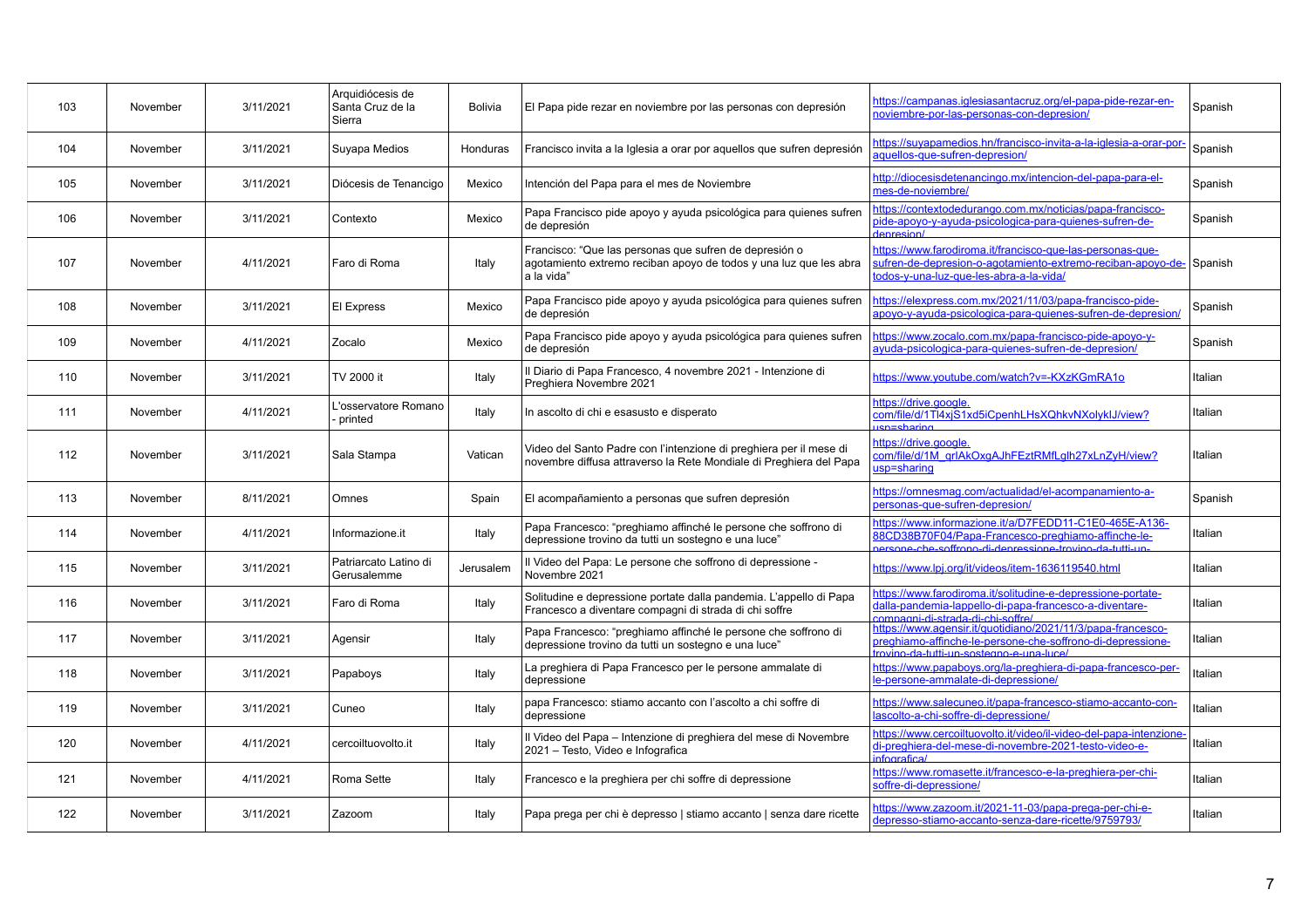| 103 | November | 3/11/2021 | Arquidiócesis de Santa Cruz de la Sierra | Bolivia | El Papa pide rezar en noviembre por las personas con depresión | https://campanas.iglesiasantacruz.org/el-papa-pide-rezar-en-noviembre-por-las-personas-con-depresion/ | Spanish |
|---|---|---|---|---|---|---|---|
| 104 | November | 3/11/2021 | Suyapa Medios | Honduras | Francisco invita a la Iglesia a orar por aquellos que sufren depresión | https://suyapamedios.hn/francisco-invita-a-la-iglesia-a-orar-por-aquellos-que-sufren-depresion/ | Spanish |
| 105 | November | 3/11/2021 | Diócesis de Tenancigo | Mexico | Intención del Papa para el mes de Noviembre | http://diocesisdetenancingo.mx/intencion-del-papa-para-el-mes-de-noviembre/ | Spanish |
| 106 | November | 3/11/2021 | Contexto | Mexico | Papa Francisco pide apoyo y ayuda psicológica para quienes sufren de depresión | https://contextodedurango.com.mx/noticias/papa-francisco-pide-apoyo-y-ayuda-psicologica-para-quienes-sufren-de-depresion/ | Spanish |
| 107 | November | 4/11/2021 | Faro di Roma | Italy | Francisco: "Que las personas que sufren de depresión o agotamiento extremo reciban apoyo de todos y una luz que les abra a la vida" | https://www.farodiroma.it/francisco-que-las-personas-que-sufren-de-depresion-o-agotamiento-extremo-reciban-apoyo-de-todos-y-una-luz-que-les-abra-a-la-vida/ | Spanish |
| 108 | November | 3/11/2021 | El Express | Mexico | Papa Francisco pide apoyo y ayuda psicológica para quienes sufren de depresión | https://elexpress.com.mx/2021/11/03/papa-francisco-pide-apoyo-y-ayuda-psicologica-para-quienes-sufren-de-depresion/ | Spanish |
| 109 | November | 4/11/2021 | Zocalo | Mexico | Papa Francisco pide apoyo y ayuda psicológica para quienes sufren de depresión | https://www.zocalo.com.mx/papa-francisco-pide-apoyo-y-ayuda-psicologica-para-quienes-sufren-de-depresion/ | Spanish |
| 110 | November | 3/11/2021 | TV 2000 it | Italy | Il Diario di Papa Francesco, 4 novembre 2021 - Intenzione di Preghiera Novembre 2021 | https://www.youtube.com/watch?v=-KXzKGmRA1o | Italian |
| 111 | November | 4/11/2021 | L'osservatore Romano - printed | Italy | In ascolto di chi e esausto e disperato | https://drive.google.com/file/d/1Tl4xjS1xd5iCpenhLHsXQhkvNXolyklJ/view?usp=sharing | Italian |
| 112 | November | 3/11/2021 | Sala Stampa | Vatican | Video del Santo Padre con l'intenzione di preghiera per il mese di novembre diffusa attraverso la Rete Mondiale di Preghiera del Papa | https://drive.google.com/file/d/1M_qrlAkOxgAJhFEztRMfLglh27xLnZyH/view?usp=sharing | Italian |
| 113 | November | 8/11/2021 | Omnes | Spain | El acompañamiento a personas que sufren depresión | https://omnesmag.com/actualidad/el-acompanamiento-a-personas-que-sufren-depresion/ | Spanish |
| 114 | November | 4/11/2021 | Informazione.it | Italy | Papa Francesco: "preghiamo affinché le persone che soffrono di depressione trovino da tutti un sostegno e una luce" | https://www.informazione.it/a/D7FEDD11-C1E0-465E-A136-88CD38B70F04/Papa-Francesco-preghiamo-affinche-le-persone-che-soffrono-di-depressione-trovino-da-tutti-un- | Italian |
| 115 | November | 3/11/2021 | Patriarcato Latino di Gerusalemme | Jerusalem | Il Video del Papa: Le persone che soffrono di depressione - Novembre 2021 | https://www.lpj.org/it/videos/item-1636119540.html | Italian |
| 116 | November | 3/11/2021 | Faro di Roma | Italy | Solitudine e depressione portate dalla pandemia. L'appello di Papa Francesco a diventare compagni di strada di chi soffre | https://www.farodiroma.it/solitudine-e-depressione-portate-dalla-pandemia-lappello-di-papa-francesco-a-diventare-compagni-di-strada-di-chi-soffre/ | Italian |
| 117 | November | 3/11/2021 | Agensir | Italy | Papa Francesco: "preghiamo affinché le persone che soffrono di depressione trovino da tutti un sostegno e una luce" | https://www.agensir.it/quotidiano/2021/11/3/papa-francesco-preghiamo-affinche-le-persone-che-soffrono-di-depressione-trovino-da-tutti-un-sostegno-e-una-luce/ | Italian |
| 118 | November | 3/11/2021 | Papaboys | Italy | La preghiera di Papa Francesco per le persone ammalate di depressione | https://www.papaboys.org/la-preghiera-di-papa-francesco-per-le-persone-ammalate-di-depressione/ | Italian |
| 119 | November | 3/11/2021 | Cuneo | Italy | papa Francesco: stiamo accanto con l'ascolto a chi soffre di depressione | https://www.salecuneo.it/papa-francesco-stiamo-accanto-con-lascolto-a-chi-soffre-di-depressione/ | Italian |
| 120 | November | 4/11/2021 | cercoiltuovolto.it | Italy | Il Video del Papa – Intenzione di preghiera del mese di Novembre 2021 – Testo, Video e Infografica | https://www.cercoiltuovolto.it/video/il-video-del-papa-intenzione-di-preghiera-del-mese-di-novembre-2021-testo-video-e-infografica/ | Italian |
| 121 | November | 4/11/2021 | Roma Sette | Italy | Francesco e la preghiera per chi soffre di depressione | https://www.romasette.it/francesco-e-la-preghiera-per-chi-soffre-di-depressione/ | Italian |
| 122 | November | 3/11/2021 | Zazoom | Italy | Papa prega per chi è depresso \| stiamo accanto \| senza dare ricette | https://www.zazoom.it/2021-11-03/papa-prega-per-chi-e-depresso-stiamo-accanto-senza-dare-ricette/9759793/ | Italian |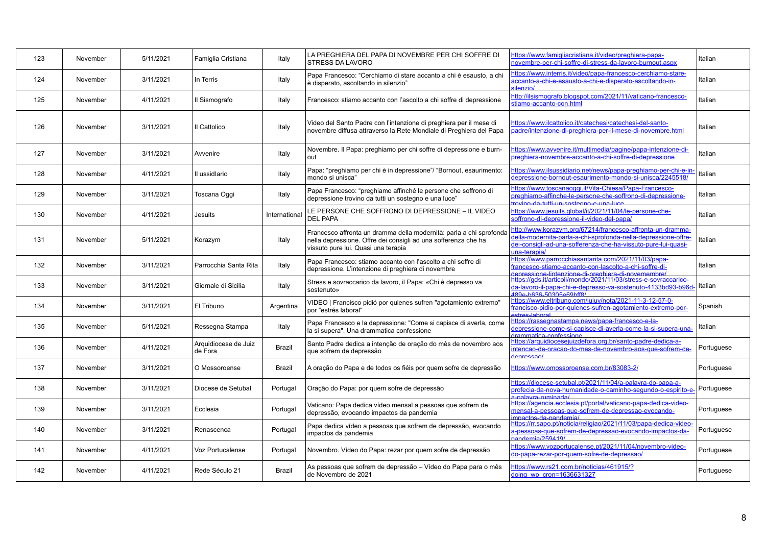| 123 | November | 5/11/2021 | Famiglia Cristiana | Italy | LA PREGHIERA DEL PAPA DI NOVEMBRE PER CHI SOFFRE DI STRESS DA LAVORO | https://www.famigliacristiana.it/video/preghiera-papa-novembre-per-chi-soffre-di-stress-da-lavoro-burnout.aspx | Italian |
|---|---|---|---|---|---|---|---|
| 124 | November | 3/11/2021 | In Terris | Italy | Papa Francesco: "Cerchiamo di stare accanto a chi è esausto, a chi è disperato, ascoltando in silenzio" | https://www.interris.it/video/papa-francesco-cerchiamo-stare-accanto-a-chi-e-esausto-a-chi-e-disperato-ascoltando-in-silenzio/ | Italian |
| 125 | November | 4/11/2021 | Il Sismografo | Italy | Francesco: stiamo accanto con l'ascolto a chi soffre di depressione | http://ilsismografo.blogspot.com/2021/11/vaticano-francesco-stiamo-accanto-con.html | Italian |
| 126 | November | 3/11/2021 | Il Cattolico | Italy | Video del Santo Padre con l'intenzione di preghiera per il mese di novembre diffusa attraverso la Rete Mondiale di Preghiera del Papa | https://www.ilcattolico.it/catechesi/catechesi-del-santo-padre/intenzione-di-preghiera-per-il-mese-di-novembre.html | Italian |
| 127 | November | 3/11/2021 | Avvenire | Italy | Novembre. Il Papa: preghiamo per chi soffre di depressione e burn-out | https://www.avvenire.it/multimedia/pagine/papa-intenzione-di-preghiera-novembre-accanto-a-chi-soffre-di-depressione | Italian |
| 128 | November | 4/11/2021 | Il ussidlario | Italy | Papa: "preghiamo per chi è in depressione"/ "Bornout, esaurimento: mondo si unisca" | https://www.ilsussidiario.net/news/papa-preghiamo-per-chi-e-in-depressione-bornout-esaurimento-mondo-si-unisca/2245518/ | Italian |
| 129 | November | 3/11/2021 | Toscana Oggi | Italy | Papa Francesco: "preghiamo affinché le persone che soffrono di depressione trovino da tutti un sostegno e una luce" | https://www.toscanaoggi.it/Vita-Chiesa/Papa-Francesco-preghiamo-affinche-le-persone-che-soffrono-di-depressione-trovino-da-tutti-un-sostegno-e-una-luce | Italian |
| 130 | November | 4/11/2021 | Jesuits | International | LE PERSONE CHE SOFFRONO DI DEPRESSIONE – IL VIDEO DEL PAPA | https://www.jesuits.global/it/2021/11/04/le-persone-che-soffrono-di-depressione-il-video-del-papa/ | Italian |
| 131 | November | 5/11/2021 | Korazym | Italy | Francesco affronta un dramma della modernità: parla a chi sprofonda nella depressione. Offre dei consigli ad una sofferenza che ha vissuto pure lui. Quasi una terapia | http://www.korazym.org/67214/francesco-affronta-un-dramma-della-modernita-parla-a-chi-sprofonda-nella-depressione-offre-dei-consigli-ad-una-sofferenza-che-ha-vissuto-pure-lui-quasi-una-terapia/ | Italian |
| 132 | November | 3/11/2021 | Parrocchia Santa Rita | Italy | Papa Francesco: stiamo accanto con l'ascolto a chi soffre di depressione. L'intenzione di preghiera di novembre | https://www.parrocchiasantarita.com/2021/11/03/papa-francesco-stiamo-accanto-con-lascolto-a-chi-soffre-di-depressione-lintenzione-di-preghiera-di-novemembre/ | Italian |
| 133 | November | 3/11/2021 | Giornale di Sicilia | Italy | Stress e sovraccarico da lavoro, il Papa: «Chi è depresso va sostenuto» | https://gds.it/articoli/mondo/2021/11/03/stress-e-sovraccarico-da-lavoro-il-papa-chi-e-depresso-va-sostenuto-4133bd93-b96d-489e-b636-50305e69bff8/ | Italian |
| 134 | November | 3/11/2021 | El Tribuno | Argentina | VIDEO \| Francisco pidió por quienes sufren "agotamiento extremo" por "estrés laboral" | https://www.eltribuno.com/jujuy/nota/2021-11-3-12-57-0-francisco-pidio-por-quienes-sufren-agotamiento-extremo-por-estres-laboral | Spanish |
| 135 | November | 5/11/2021 | Ressegna Stampa | Italy | Papa Francesco e la depressione: "Come si capisce di averla, come la si supera". Una drammatica confessione | https://rassegnastampa.news/papa-francesco-e-la-depressione-come-si-capisce-di-averla-come-la-si-supera-una-drammatica-confessione | Italian |
| 136 | November | 4/11/2021 | Arquidiocese de Juiz de Fora | Brazil | Santo Padre dedica a intenção de oração do mês de novembro aos que sofrem de depressão | https://arquidiocesejuizdefora.org.br/santo-padre-dedica-a-intencao-de-oracao-do-mes-de-novembro-aos-que-sofrem-de-depressao/ | Portuguese |
| 137 | November | 3/11/2021 | O Mossoroense | Brazil | A oração do Papa e de todos os fiéis por quem sofre de depressão | https://www.omossoroense.com.br/83083-2/ | Portuguese |
| 138 | November | 3/11/2021 | Diocese de Setubal | Portugal | Oração do Papa: por quem sofre de depressão | https://diocese-setubal.pt/2021/11/04/a-palavra-do-papa-a-profecia-da-nova-humanidade-o-caminho-segundo-o-espirito-e-a-palavra-ruminada/ | Portuguese |
| 139 | November | 3/11/2021 | Ecclesia | Portugal | Vaticano: Papa dedica vídeo mensal a pessoas que sofrem de depressão, evocando impactos da pandemia | https://agencia.ecclesia.pt/portal/vaticano-papa-dedica-video-mensal-a-pessoas-que-sofrem-de-depressao-evocando-impactos-da-pandemia/ | Portuguese |
| 140 | November | 3/11/2021 | Renascenca | Portugal | Papa dedica vídeo a pessoas que sofrem de depressão, evocando impactos da pandemia | https://rr.sapo.pt/noticia/religiao/2021/11/03/papa-dedica-video-a-pessoas-que-sofrem-de-depressao-evocando-impactos-da-pandemia/259419/ | Portuguese |
| 141 | November | 4/11/2021 | Voz Portucalense | Portugal | Novembro. Vídeo do Papa: rezar por quem sofre de depressão | https://www.vozportucalense.pt/2021/11/04/novembro-video-do-papa-rezar-por-quem-sofre-de-depressao/ | Portuguese |
| 142 | November | 4/11/2021 | Rede Século 21 | Brazil | As pessoas que sofrem de depressão – Vídeo do Papa para o mês de Novembro de 2021 | https://www.rs21.com.br/noticias/461915/?doing_wp_cron=1636631327 | Portuguese |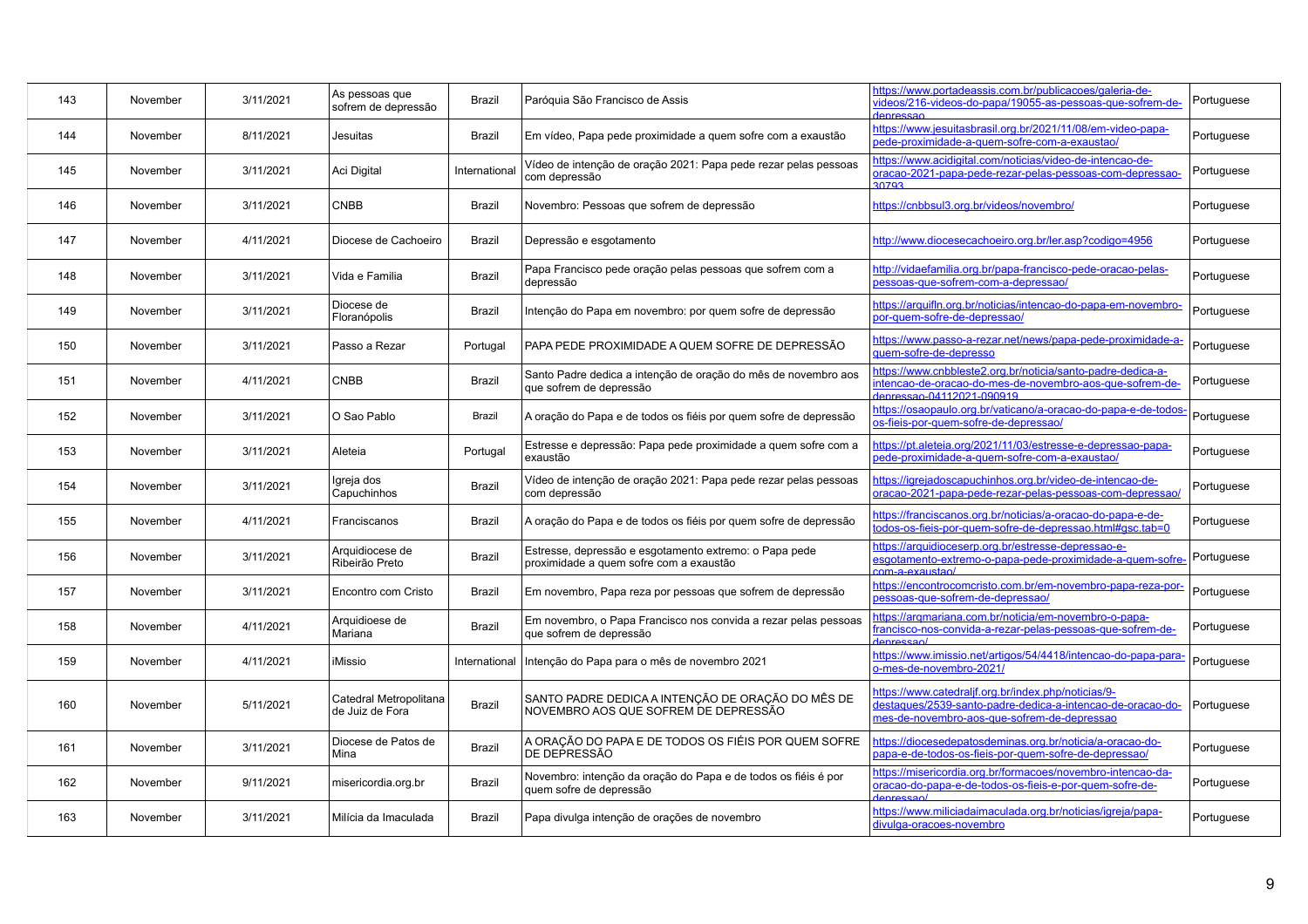| 143 | November | 3/11/2021 | As pessoas que sofrem de depressão | Brazil | Paróquia São Francisco de Assis | https://www.portadeassis.com.br/publicacoes/galeria-de-videos/216-videos-do-papa/19055-as-pessoas-que-sofrem-de-depressao | Portuguese |
|---|---|---|---|---|---|---|---|
| 144 | November | 8/11/2021 | Jesuitas | Brazil | Em vídeo, Papa pede proximidade a quem sofre com a exaustão | https://www.jesuitasbrasil.org.br/2021/11/08/em-video-papa-pede-proximidade-a-quem-sofre-com-a-exaustao/ | Portuguese |
| 145 | November | 3/11/2021 | Aci Digital | International | Vídeo de intenção de oração 2021: Papa pede rezar pelas pessoas com depressão | https://www.acidigital.com/noticias/video-de-intencao-de-oracao-2021-papa-pede-rezar-pelas-pessoas-com-depressao-30793 | Portuguese |
| 146 | November | 3/11/2021 | CNBB | Brazil | Novembro: Pessoas que sofrem de depressão | https://cnbbsul3.org.br/videos/novembro/ | Portuguese |
| 147 | November | 4/11/2021 | Diocese de Cachoeiro | Brazil | Depressão e esgotamento | http://www.diocesecachoeiro.org.br/ler.asp?codigo=4956 | Portuguese |
| 148 | November | 3/11/2021 | Vida e Familia | Brazil | Papa Francisco pede oração pelas pessoas que sofrem com a depressão | http://vidaefamilia.org.br/papa-francisco-pede-oracao-pelas-pessoas-que-sofrem-com-a-depressao/ | Portuguese |
| 149 | November | 3/11/2021 | Diocese de Floranópolis | Brazil | Intenção do Papa em novembro: por quem sofre de depressão | https://arquifln.org.br/noticias/intencao-do-papa-em-novembro-por-quem-sofre-de-depressao/ | Portuguese |
| 150 | November | 3/11/2021 | Passo a Rezar | Portugal | PAPA PEDE PROXIMIDADE A QUEM SOFRE DE DEPRESSÃO | https://www.passo-a-rezar.net/news/papa-pede-proximidade-a-quem-sofre-de-depresso | Portuguese |
| 151 | November | 4/11/2021 | CNBB | Brazil | Santo Padre dedica a intenção de oração do mês de novembro aos que sofrem de depressão | https://www.cnbbleste2.org.br/noticia/santo-padre-dedica-a-intencao-de-oracao-do-mes-de-novembro-aos-que-sofrem-de-depressao-04112021-090919 | Portuguese |
| 152 | November | 3/11/2021 | O Sao Pablo | Brazil | A oração do Papa e de todos os fiéis por quem sofre de depressão | https://osaopaulo.org.br/vaticano/a-oracao-do-papa-e-de-todos-os-fieis-por-quem-sofre-de-depressao/ | Portuguese |
| 153 | November | 3/11/2021 | Aleteia | Portugal | Estresse e depressão: Papa pede proximidade a quem sofre com a exaustão | https://pt.aleteia.org/2021/11/03/estresse-e-depressao-papa-pede-proximidade-a-quem-sofre-com-a-exaustao/ | Portuguese |
| 154 | November | 3/11/2021 | Igreja dos Capuchinhos | Brazil | Vídeo de intenção de oração 2021: Papa pede rezar pelas pessoas com depressão | https://igrejadoscapuchinhos.org.br/video-de-intencao-de-oracao-2021-papa-pede-rezar-pelas-pessoas-com-depressao/ | Portuguese |
| 155 | November | 4/11/2021 | Franciscanos | Brazil | A oração do Papa e de todos os fiéis por quem sofre de depressão | https://franciscanos.org.br/noticias/a-oracao-do-papa-e-de-todos-os-fieis-por-quem-sofre-de-depressao.html#gsc.tab=0 | Portuguese |
| 156 | November | 3/11/2021 | Arquidiocese de Ribeirão Preto | Brazil | Estresse, depressão e esgotamento extremo: o Papa pede proximidade a quem sofre com a exaustão | https://arquidioceserp.org.br/estresse-depressao-e-esgotamento-extremo-o-papa-pede-proximidade-a-quem-sofre-com-a-exaustao/ | Portuguese |
| 157 | November | 3/11/2021 | Encontro com Cristo | Brazil | Em novembro, Papa reza por pessoas que sofrem de depressão | https://encontrocomcristo.com.br/em-novembro-papa-reza-por-pessoas-que-sofrem-de-depressao/ | Portuguese |
| 158 | November | 4/11/2021 | Arquidioese de Mariana | Brazil | Em novembro, o Papa Francisco nos convida a rezar pelas pessoas que sofrem de depressão | https://arqmariana.com.br/noticia/em-novembro-o-papa-francisco-nos-convida-a-rezar-pelas-pessoas-que-sofrem-de-depressao/ | Portuguese |
| 159 | November | 4/11/2021 | iMissio | International | Intenção do Papa para o mês de novembro 2021 | https://www.imissio.net/artigos/54/4418/intencao-do-papa-para-o-mes-de-novembro-2021/ | Portuguese |
| 160 | November | 5/11/2021 | Catedral Metropolitana de Juiz de Fora | Brazil | SANTO PADRE DEDICA A INTENÇÃO DE ORAÇÃO DO MÊS DE NOVEMBRO AOS QUE SOFREM DE DEPRESSÃO | https://www.catedraljf.org.br/index.php/noticias/9-destaques/2539-santo-padre-dedica-a-intencao-de-oracao-do-mes-de-novembro-aos-que-sofrem-de-depressao | Portuguese |
| 161 | November | 3/11/2021 | Diocese de Patos de Mina | Brazil | A ORAÇÃO DO PAPA E DE TODOS OS FIÉIS POR QUEM SOFRE DE DEPRESSÃO | https://diocesedepatosdeminas.org.br/noticia/a-oracao-do-papa-e-de-todos-os-fieis-por-quem-sofre-de-depressao/ | Portuguese |
| 162 | November | 9/11/2021 | misericordia.org.br | Brazil | Novembro: intenção da oração do Papa e de todos os fiéis é por quem sofre de depressão | https://misericordia.org.br/formacoes/novembro-intencao-da-oracao-do-papa-e-de-todos-os-fieis-e-por-quem-sofre-de-depressao/ | Portuguese |
| 163 | November | 3/11/2021 | Milícia da Imaculada | Brazil | Papa divulga intenção de orações de novembro | https://www.miliciadaimaculada.org.br/noticias/igreja/papa-divulga-oracoes-novembro | Portuguese |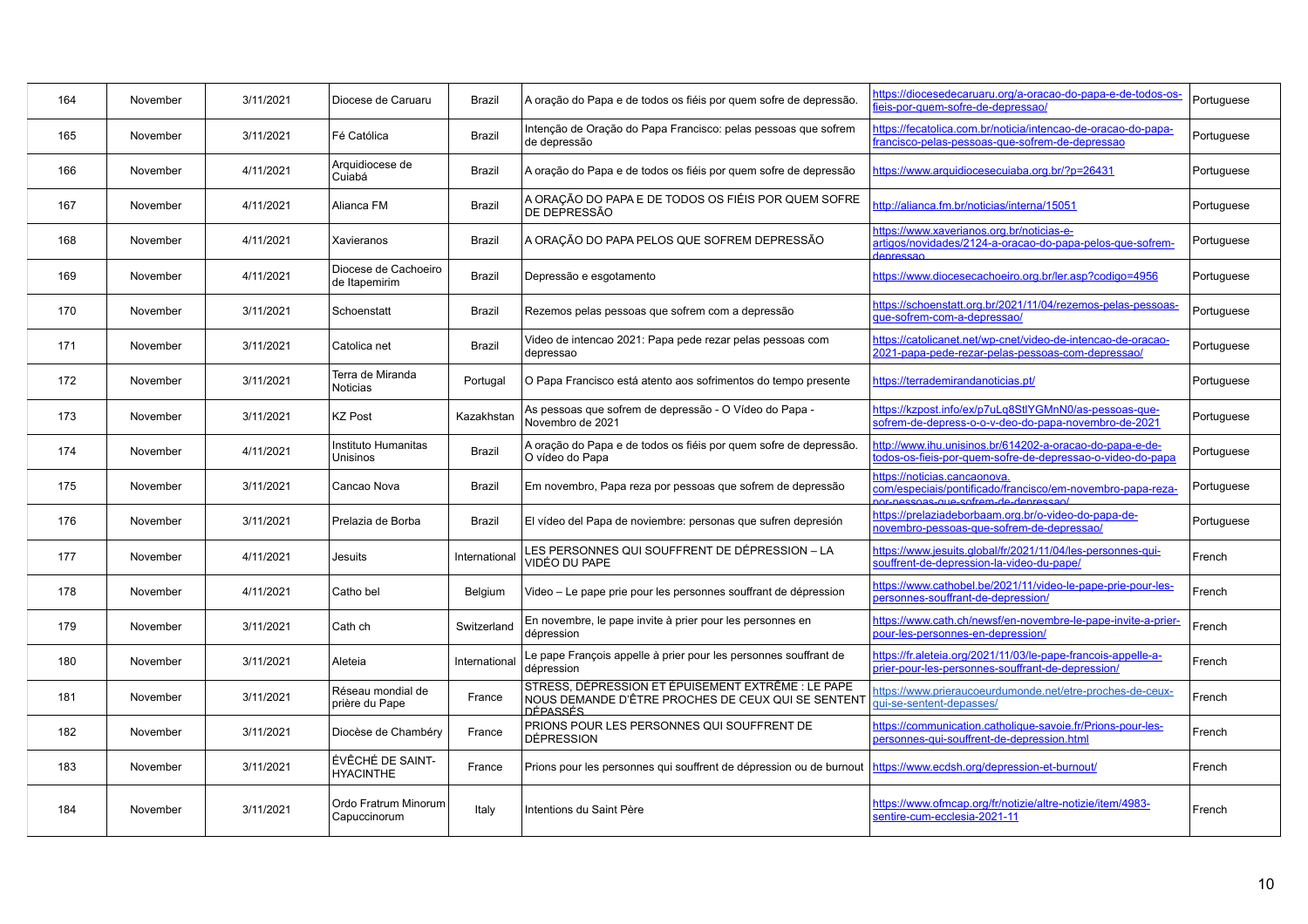| 164 | November | 3/11/2021 | Diocese de Caruaru | Brazil | A oração do Papa e de todos os fiéis por quem sofre de depressão. | https://diocesedecaruaru.org/a-oracao-do-papa-e-de-todos-os-fieis-por-quem-sofre-de-depressao/ | Portuguese |
|---|---|---|---|---|---|---|---|
| 165 | November | 3/11/2021 | Fé Católica | Brazil | Intenção de Oração do Papa Francisco: pelas pessoas que sofrem de depressão | https://fecatolica.com.br/noticia/intencao-de-oracao-do-papa-francisco-pelas-pessoas-que-sofrem-de-depressao | Portuguese |
| 166 | November | 4/11/2021 | Arquidiocese de Cuiabá | Brazil | A oração do Papa e de todos os fiéis por quem sofre de depressão | https://www.arquidiocesecuiaba.org.br/?p=26431 | Portuguese |
| 167 | November | 4/11/2021 | Alianca FM | Brazil | A ORAÇÃO DO PAPA E DE TODOS OS FIÉIS POR QUEM SOFRE DE DEPRESSÃO | http://alianca.fm.br/noticias/interna/15051 | Portuguese |
| 168 | November | 4/11/2021 | Xavieranos | Brazil | A ORAÇÃO DO PAPA PELOS QUE SOFREM DEPRESSÃO | https://www.xaverianos.org.br/noticias-e-artigos/novidades/2124-a-oracao-do-papa-pelos-que-sofrem-depressao | Portuguese |
| 169 | November | 4/11/2021 | Diocese de Cachoeiro de Itapemirim | Brazil | Depressão e esgotamento | https://www.diocesecachoeiro.org.br/ler.asp?codigo=4956 | Portuguese |
| 170 | November | 3/11/2021 | Schoenstatt | Brazil | Rezemos pelas pessoas que sofrem com a depressão | https://schoenstatt.org.br/2021/11/04/rezemos-pelas-pessoas-que-sofrem-com-a-depressao/ | Portuguese |
| 171 | November | 3/11/2021 | Catolica net | Brazil | Video de intencao 2021: Papa pede rezar pelas pessoas com depressao | https://catolicanet.net/wp-cnet/video-de-intencao-de-oracao-2021-papa-pede-rezar-pelas-pessoas-com-depressao/ | Portuguese |
| 172 | November | 3/11/2021 | Terra de Miranda Noticias | Portugal | O Papa Francisco está atento aos sofrimentos do tempo presente | https://terrademirandanoticias.pt/ | Portuguese |
| 173 | November | 3/11/2021 | KZ Post | Kazakhstan | As pessoas que sofrem de depressão - O Vídeo do Papa - Novembro de 2021 | https://kzpost.info/ex/p7uLq8StlYGMnN0/as-pessoas-que-sofrem-de-depress-o-o-v-deo-do-papa-novembro-de-2021 | Portuguese |
| 174 | November | 4/11/2021 | Instituto Humanitas Unisinos | Brazil | A oração do Papa e de todos os fiéis por quem sofre de depressão. O vídeo do Papa | http://www.ihu.unisinos.br/614202-a-oracao-do-papa-e-de-todos-os-fieis-por-quem-sofre-de-depressao-o-video-do-papa | Portuguese |
| 175 | November | 3/11/2021 | Cancao Nova | Brazil | Em novembro, Papa reza por pessoas que sofrem de depressão | https://noticias.cancaonova.com/especiais/pontificado/francisco/em-novembro-papa-reza-por-pessoas-que-sofrem-de-depressao/ | Portuguese |
| 176 | November | 3/11/2021 | Prelazia de Borba | Brazil | El vídeo del Papa de noviembre: personas que sufren depresión | https://prelaziadeborbaam.org.br/o-video-do-papa-de-novembro-pessoas-que-sofrem-de-depressao/ | Portuguese |
| 177 | November | 4/11/2021 | Jesuits | International | LES PERSONNES QUI SOUFFRENT DE DÉPRESSION – LA VIDÉO DU PAPE | https://www.jesuits.global/fr/2021/11/04/les-personnes-qui-souffrent-de-depression-la-video-du-pape/ | French |
| 178 | November | 4/11/2021 | Catho bel | Belgium | Video – Le pape prie pour les personnes souffrant de dépression | https://www.cathobel.be/2021/11/video-le-pape-prie-pour-les-personnes-souffrant-de-depression/ | French |
| 179 | November | 3/11/2021 | Cath ch | Switzerland | En novembre, le pape invite à prier pour les personnes en dépression | https://www.cath.ch/newsf/en-novembre-le-pape-invite-a-prier-pour-les-personnes-en-depression/ | French |
| 180 | November | 3/11/2021 | Aleteia | International | Le pape François appelle à prier pour les personnes souffrant de dépression | https://fr.aleteia.org/2021/11/03/le-pape-francois-appelle-a-prier-pour-les-personnes-souffrant-de-depression/ | French |
| 181 | November | 3/11/2021 | Réseau mondial de prière du Pape | France | STRESS, DÉPRESSION ET ÉPUISEMENT EXTRÊME : LE PAPE NOUS DEMANDE D'ÊTRE PROCHES DE CEUX QUI SE SENTENT DÉPASSÉS | https://www.prieraucoeurdumonde.net/etre-proches-de-ceux-qui-se-sentent-depasses/ | French |
| 182 | November | 3/11/2021 | Diocèse de Chambéry | France | PRIONS POUR LES PERSONNES QUI SOUFFRENT DE DÉPRESSION | https://communication.catholique-savoie.fr/Prions-pour-les-personnes-qui-souffrent-de-depression.html | French |
| 183 | November | 3/11/2021 | ÉVÊCHÉ DE SAINT-HYACINTHE | France | Prions pour les personnes qui souffrent de dépression ou de burnout | https://www.ecdsh.org/depression-et-burnout/ | French |
| 184 | November | 3/11/2021 | Ordo Fratrum Minorum Capuccinorum | Italy | Intentions du Saint Père | https://www.ofmcap.org/fr/notizie/altre-notizie/item/4983-sentire-cum-ecclesia-2021-11 | French |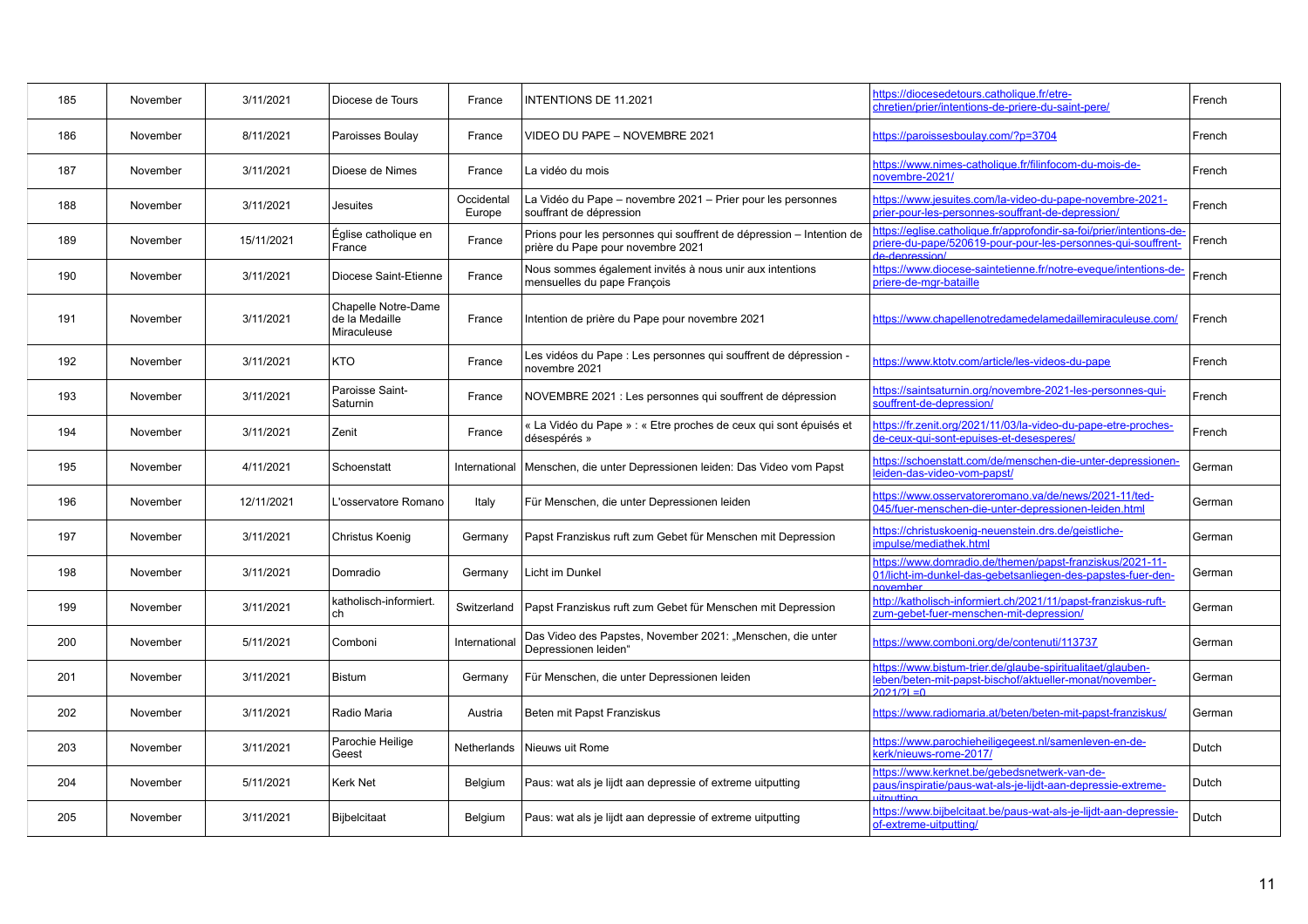| 185 | November | 3/11/2021 | Diocese de Tours | France | INTENTIONS DE 11.2021 | https://diocesedetours.catholique.fr/etre-chretien/prier/intentions-de-priere-du-saint-pere/ | French |
|---|---|---|---|---|---|---|---|
| 186 | November | 8/11/2021 | Paroisses Boulay | France | VIDEO DU PAPE – NOVEMBRE 2021 | https://paroissesboulay.com/?p=3704 | French |
| 187 | November | 3/11/2021 | Dioese de Nimes | France | La vidéo du mois | https://www.nimes-catholique.fr/filinfocom-du-mois-de-novembre-2021/ | French |
| 188 | November | 3/11/2021 | Jesuites | Occidental Europe | La Vidéo du Pape – novembre 2021 – Prier pour les personnes souffrant de dépression | https://www.jesuites.com/la-video-du-pape-novembre-2021-prier-pour-les-personnes-souffrant-de-depression/ | French |
| 189 | November | 15/11/2021 | Église catholique en France | France | Prions pour les personnes qui souffrent de dépression – Intention de prière du Pape pour novembre 2021 | https://eglise.catholique.fr/approfondir-sa-foi/prier/intentions-de-priere-du-pape/520619-pour-pour-les-personnes-qui-souffrent-de-depression/ | French |
| 190 | November | 3/11/2021 | Diocese Saint-Etienne | France | Nous sommes également invités à nous unir aux intentions mensuelles du pape François | https://www.diocese-saintetienne.fr/notre-eveque/intentions-de-priere-de-mgr-bataille | French |
| 191 | November | 3/11/2021 | Chapelle Notre-Dame de la Medaille Miraculeuse | France | Intention de prière du Pape pour novembre 2021 | https://www.chapellenotredamedelamedaillemiraculeuse.com/ | French |
| 192 | November | 3/11/2021 | KTO | France | Les vidéos du Pape : Les personnes qui souffrent de dépression - novembre 2021 | https://www.ktotv.com/article/les-videos-du-pape | French |
| 193 | November | 3/11/2021 | Paroisse Saint-Saturnin | France | NOVEMBRE 2021 : Les personnes qui souffrent de dépression | https://saintsaturnin.org/novembre-2021-les-personnes-qui-souffrent-de-depression/ | French |
| 194 | November | 3/11/2021 | Zenit | France | « La Vidéo du Pape » : « Etre proches de ceux qui sont épuisés et désespérés » | https://fr.zenit.org/2021/11/03/la-video-du-pape-etre-proches-de-ceux-qui-sont-epuises-et-desesperes/ | French |
| 195 | November | 4/11/2021 | Schoenstatt | International | Menschen, die unter Depressionen leiden: Das Video vom Papst | https://schoenstatt.com/de/menschen-die-unter-depressionen-leiden-das-video-vom-papst/ | German |
| 196 | November | 12/11/2021 | L'osservatore Romano | Italy | Für Menschen, die unter Depressionen leiden | https://www.osservatoreromano.va/de/news/2021-11/ted-045/fuer-menschen-die-unter-depressionen-leiden.html | German |
| 197 | November | 3/11/2021 | Christus Koenig | Germany | Papst Franziskus ruft zum Gebet für Menschen mit Depression | https://christuskoenig-neuenstein.drs.de/geistliche-impulse/mediathek.html | German |
| 198 | November | 3/11/2021 | Domradio | Germany | Licht im Dunkel | https://www.domradio.de/themen/papst-franziskus/2021-11-01/licht-im-dunkel-das-gebetsanliegen-des-papstes-fuer-den-november | German |
| 199 | November | 3/11/2021 | katholisch-informiert.ch | Switzerland | Papst Franziskus ruft zum Gebet für Menschen mit Depression | http://katholisch-informiert.ch/2021/11/papst-franziskus-ruft-zum-gebet-fuer-menschen-mit-depression/ | German |
| 200 | November | 5/11/2021 | Comboni | International | Das Video des Papstes, November 2021: „Menschen, die unter Depressionen leiden" | https://www.comboni.org/de/contenuti/113737 | German |
| 201 | November | 3/11/2021 | Bistum | Germany | Für Menschen, die unter Depressionen leiden | https://www.bistum-trier.de/glaube-spiritualitaet/glauben-leben/beten-mit-papst-bischof/aktueller-monat/november-2021/?L=0 | German |
| 202 | November | 3/11/2021 | Radio Maria | Austria | Beten mit Papst Franziskus | https://www.radiomaria.at/beten/beten-mit-papst-franziskus/ | German |
| 203 | November | 3/11/2021 | Parochie Heilige Geest | Netherlands | Nieuws uit Rome | https://www.parochieheiligegeest.nl/samenleven-en-de-kerk/nieuws-rome-2017/ | Dutch |
| 204 | November | 5/11/2021 | Kerk Net | Belgium | Paus: wat als je lijdt aan depressie of extreme uitputting | https://www.kerknet.be/gebedsnetwerk-van-de-paus/inspiratie/paus-wat-als-je-lijdt-aan-depressie-extreme-uitputting | Dutch |
| 205 | November | 3/11/2021 | Bijbelcitaat | Belgium | Paus: wat als je lijdt aan depressie of extreme uitputting | https://www.bijbelcitaat.be/paus-wat-als-je-lijdt-aan-depressie-of-extreme-uitputting/ | Dutch |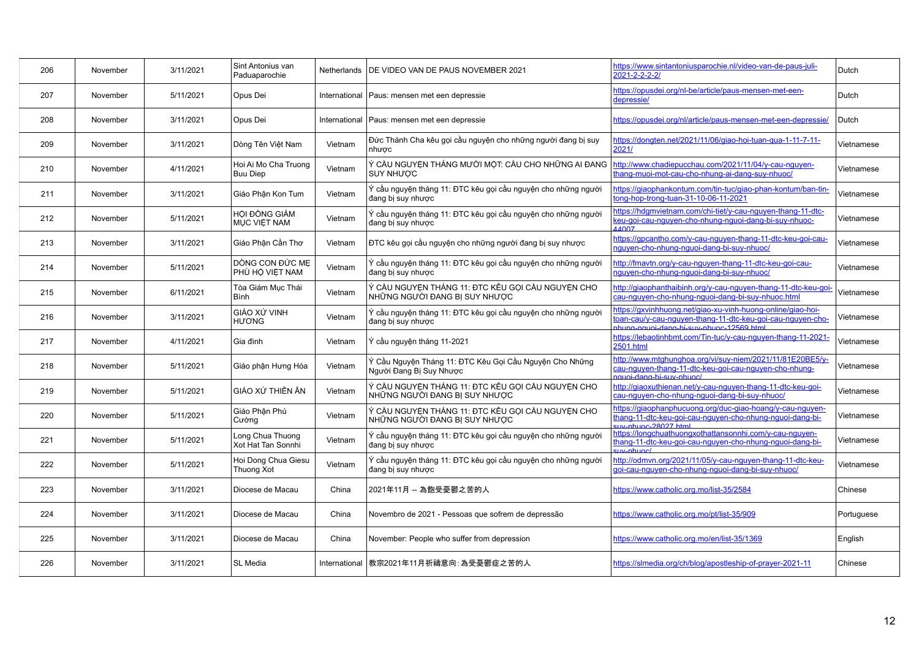| 206 | November | 3/11/2021 | Sint Antonius van Paduaparochie | Netherlands | DE VIDEO VAN DE PAUS NOVEMBER 2021 | https://www.sintantoniusparochie.nl/video-van-de-paus-juli-2021-2-2-2-2/ | Dutch |
|---|---|---|---|---|---|---|---|
| 207 | November | 5/11/2021 | Opus Dei | International | Paus: mensen met een depressie | https://opusdei.org/nl-be/article/paus-mensen-met-een-depressie/ | Dutch |
| 208 | November | 3/11/2021 | Opus Dei | International | Paus: mensen met een depressie | https://opusdei.org/nl/article/paus-mensen-met-een-depressie/ | Dutch |
| 209 | November | 3/11/2021 | Dòng Tên Việt Nam | Vietnam | Đức Thánh Cha kêu gọi cầu nguyện cho những người đang bị suy nhược | https://dongten.net/2021/11/06/giao-hoi-tuan-qua-1-11-7-11-2021/ | Vietnamese |
| 210 | November | 4/11/2021 | Hoi Ai Mo Cha Truong Buu Diep | Vietnam | Ý CẦU NGUYỆN THÁNG MƯỜI MỘT: CẦU CHO NHỮNG AI ĐANG SUY NHƯỢC | http://www.chadiepucchau.com/2021/11/04/y-cau-nguyen-thang-muoi-mot-cau-cho-nhung-ai-dang-suy-nhuoc/ | Vietnamese |
| 211 | November | 3/11/2021 | Giáo Phận Kon Tum | Vietnam | Ý cầu nguyện tháng 11: ĐTC kêu gọi cầu nguyện cho những người đang bị suy nhược | https://giaophankontum.com/tin-tuc/giao-phan-kontum/ban-tin-tong-hop-trong-tuan-31-10-06-11-2021 | Vietnamese |
| 212 | November | 5/11/2021 | HỘI ĐỒNG GIÁM MỤC VIỆT NAM | Vietnam | Ý cầu nguyện tháng 11: ĐTC kêu gọi cầu nguyện cho những người đang bị suy nhược | https://hdgmvietnam.com/chi-tiet/y-cau-nguyen-thang-11-dtc-keu-goi-cau-nguyen-cho-nhung-nguoi-dang-bi-suy-nhuoc-44007 | Vietnamese |
| 213 | November | 3/11/2021 | Giáo Phận Cần Thơ | Vietnam | ĐTC kêu gọi cầu nguyện cho những người đang bị suy nhược | https://gpcantho.com/y-cau-nguyen-thang-11-dtc-keu-goi-cau-nguyen-cho-nhung-nguoi-dang-bi-suy-nhuoc/ | Vietnamese |
| 214 | November | 5/11/2021 | DÒNG CON ĐỨC MẸ PHÙ HỘ VIỆT NAM | Vietnam | Ý cầu nguyện tháng 11: ĐTC kêu gọi cầu nguyện cho những người đang bị suy nhược | http://fmavtn.org/y-cau-nguyen-thang-11-dtc-keu-goi-cau-nguyen-cho-nhung-nguoi-dang-bi-suy-nhuoc/ | Vietnamese |
| 215 | November | 6/11/2021 | Tòa Giám Mục Thái Bình | Vietnam | Ý CẦU NGUYỆN THÁNG 11: ĐTC KÊU GỌI CẦU NGUYỆN CHO NHỮNG NGƯỜI ĐANG BỊ SUY NHƯỢC | http://giaophanthaibinh.org/y-cau-nguyen-thang-11-dtc-keu-goi-cau-nguyen-cho-nhung-nguoi-dang-bi-suy-nhuoc.html | Vietnamese |
| 216 | November | 3/11/2021 | GIÁO XỨ VINH HƯƠNG | Vietnam | Ý cầu nguyện tháng 11: ĐTC kêu gọi cầu nguyện cho những người đang bị suy nhược | https://gxvinhhuong.net/giao-xu-vinh-huong-online/giao-hoi-toan-cau/y-cau-nguyen-thang-11-dtc-keu-goi-cau-nguyen-cho-nhung-nguoi-dang-bi-suy-nhuoc-12569.html | Vietnamese |
| 217 | November | 4/11/2021 | Gia đình | Vietnam | Ý cầu nguyện tháng 11-2021 | https://lebaotinhbmt.com/Tin-tuc/y-cau-nguyen-thang-11-2021-2501.html | Vietnamese |
| 218 | November | 5/11/2021 | Giáo phận Hưng Hóa | Vietnam | Ý Cầu Nguyện Tháng 11: ĐTC Kêu Gọi Cầu Nguyện Cho Những Người Đang Bị Suy Nhược | http://www.mtghunghoa.org/vi/suy-niem/2021/11/81E20BE5/y-cau-nguyen-thang-11-dtc-keu-goi-cau-nguyen-cho-nhung-nguoi-dang-bi-suy-nhuoc/ | Vietnamese |
| 219 | November | 5/11/2021 | GIÁO XỨ THIÊN ÂN | Vietnam | Ý CẦU NGUYỆN THÁNG 11: ĐTC KÊU GỌI CẦU NGUYỆN CHO NHỮNG NGƯỜI ĐANG BỊ SUY NHƯỢC | http://giaoxuthienan.net/y-cau-nguyen-thang-11-dtc-keu-goi-cau-nguyen-cho-nhung-nguoi-dang-bi-suy-nhuoc/ | Vietnamese |
| 220 | November | 5/11/2021 | Giáo Phận Phú Cường | Vietnam | Ý CẦU NGUYỆN THÁNG 11: ĐTC KÊU GỌI CẦU NGUYỆN CHO NHỮNG NGƯỜI ĐANG BỊ SUY NHƯỢC | https://giaophanphucuong.org/duc-giao-hoang/y-cau-nguyen-thang-11-dtc-keu-goi-cau-nguyen-cho-nhung-nguoi-dang-bi-suy-nhuoc-28027.html | Vietnamese |
| 221 | November | 5/11/2021 | Long Chua Thuong Xot Hat Tan Sonnhi | Vietnam | Ý cầu nguyện tháng 11: ĐTC kêu gọi cầu nguyện cho những người đang bị suy nhược | https://longchuathuongxothattansonnhi.com/y-cau-nguyen-thang-11-dtc-keu-goi-cau-nguyen-cho-nhung-nguoi-dang-bi-suy-nhuoc/ | Vietnamese |
| 222 | November | 5/11/2021 | Hoi Dong Chua Giesu Thuong Xot | Vietnam | Ý cầu nguyện tháng 11: ĐTC kêu gọi cầu nguyện cho những người đang bị suy nhược | http://odmvn.org/2021/11/05/y-cau-nguyen-thang-11-dtc-keu-goi-cau-nguyen-cho-nhung-nguoi-dang-bi-suy-nhuoc/ | Vietnamese |
| 223 | November | 3/11/2021 | Diocese de Macau | China | 2021年11月 -- 為飽受憂鬱之苦的人 | https://www.catholic.org.mo/list-35/2584 | Chinese |
| 224 | November | 3/11/2021 | Diocese de Macau | China | Novembro de 2021 - Pessoas que sofrem de depressão | https://www.catholic.org.mo/pt/list-35/909 | Portuguese |
| 225 | November | 3/11/2021 | Diocese de Macau | China | November: People who suffer from depression | https://www.catholic.org.mo/en/list-35/1369 | English |
| 226 | November | 3/11/2021 | SL Media | International | 教宗2021年11月祈禱意向:為受憂鬱症之苦的人 | https://slmedia.org/ch/blog/apostleship-of-prayer-2021-11 | Chinese |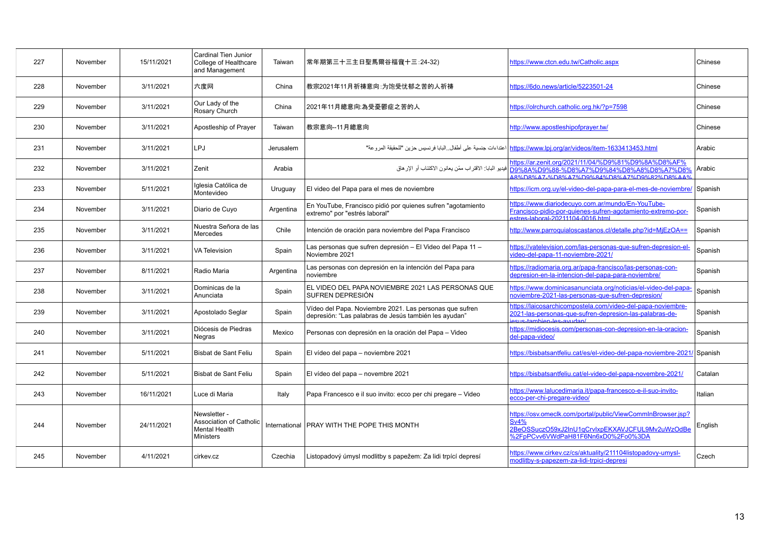| 227 | November | 15/11/2021 | Cardinal Tien Junior College of Healthcare and Management | Taiwan | 常年期第三十三主日聖馬爾谷福音十三:24-32) | https://www.ctcn.edu.tw/Catholic.aspx | Chinese |
|---|---|---|---|---|---|---|---|
| 228 | November | 3/11/2021 | 六度网 | China | 教宗2021年11月祈祷意向:为饱受忧郁之苦的人祈祷 | https://6do.news/article/5223501-24 | Chinese |
| 229 | November | 3/11/2021 | Our Lady of the Rosary Church | China | 2021年11月總意向:為受憂鬱症之苦的人 | https://olrchurch.catholic.org.hk/?p=7598 | Chinese |
| 230 | November | 3/11/2021 | Apostleship of Prayer | Taiwan | 教宗意向--11月總意向 | http://www.apostleshipofprayer.tw/ | Chinese |
| 231 | November | 3/11/2021 | LPJ | Jerusalem | اعتداءات جنسية على أطفال..البابا فرنسيس حزين "للحقيقة المروعة" | https://www.lpj.org/ar/videos/item-1633413453.html | Arabic |
| 232 | November | 3/11/2021 | Zenit | Arabia | فيديو البابا: الاقتراب ممّن يعانون الاكتئاب أو الإرهاق | https://ar.zenit.org/2021/11/04/%D9%81%D9%8A%D8%AF%D9%8A%D9%88-%D8%A7%D9%84%D8%A8%D8%A7%D8%A8%D8%A7-%D8%A7%D9%84%D8%A7%D9%82%D8%AA% | Arabic |
| 233 | November | 5/11/2021 | Iglesia Católica de Montevideo | Uruguay | El video del Papa para el mes de noviembre | https://icm.org.uy/el-video-del-papa-para-el-mes-de-noviembre/ | Spanish |
| 234 | November | 3/11/2021 | Diario de Cuyo | Argentina | En YouTube, Francisco pidió por quienes sufren "agotamiento extremo" por "estrés laboral" | https://www.diariodecuyo.com.ar/mundo/En-YouTube-Francisco-pidio-por-quienes-sufren-agotamiento-extremo-por-estres-laboral-20211104-0016.html | Spanish |
| 235 | November | 3/11/2021 | Nuestra Señora de las Mercedes | Chile | Intención de oración para noviembre del Papa Francisco | http://www.parroquialoscastanos.cl/detalle.php?id=MjEzOA== | Spanish |
| 236 | November | 3/11/2021 | VA Television | Spain | Las personas que sufren depresión – El Video del Papa 11 – Noviembre 2021 | https://vatelevision.com/las-personas-que-sufren-depresion-el-video-del-papa-11-noviembre-2021/ | Spanish |
| 237 | November | 8/11/2021 | Radio Maria | Argentina | Las personas con depresión en la intención del Papa para noviembre | https://radiomaria.org.ar/papa-francisco/las-personas-con-depresion-en-la-intencion-del-papa-para-noviembre/ | Spanish |
| 238 | November | 3/11/2021 | Dominicas de la Anunciata | Spain | EL VIDEO DEL PAPA NOVIEMBRE 2021 LAS PERSONAS QUE SUFREN DEPRESIÓN | https://www.dominicasanunciata.org/noticias/el-video-del-papa-noviembre-2021-las-personas-que-sufren-depresion/ | Spanish |
| 239 | November | 3/11/2021 | Apostolado Seglar | Spain | Vídeo del Papa. Noviembre 2021. Las personas que sufren depresión: "Las palabras de Jesús también les ayudan" | https://laicosarchicompostela.com/video-del-papa-noviembre-2021-las-personas-que-sufren-depresion-las-palabras-de-jesus-tambien-les-ayudan/ | Spanish |
| 240 | November | 3/11/2021 | Diócesis de Piedras Negras | Mexico | Personas con depresión en la oración del Papa – Video | https://midiocesis.com/personas-con-depresion-en-la-oracion-del-papa-video/ | Spanish |
| 241 | November | 5/11/2021 | Bisbat de Sant Feliu | Spain | El vídeo del papa – noviembre 2021 | https://bisbatsantfeliu.cat/es/el-video-del-papa-noviembre-2021/ | Spanish |
| 242 | November | 5/11/2021 | Bisbat de Sant Feliu | Spain | El vídeo del papa – novembre 2021 | https://bisbatsantfeliu.cat/el-video-del-papa-novembre-2021/ | Catalan |
| 243 | November | 16/11/2021 | Luce di Maria | Italy | Papa Francesco e il suo invito: ecco per chi pregare – Video | https://www.lalucedimaria.it/papa-francesco-e-il-suo-invito-ecco-per-chi-pregare-video/ | Italian |
| 244 | November | 24/11/2021 | Newsletter - Association of Catholic Mental Health Ministers | International | PRAY WITH THE POPE THIS MONTH | https://osv.omeclk.com/portal/public/ViewCommInBrowser.jsp?Sv4%2BeOSSuczO59xJ2InU1qCrvIxpEKXAVJCFUL9Mv2uWzOdBe%2FpPCvv6VWdPaH81F6Nn6xD0%2Fo0%3DA | English |
| 245 | November | 4/11/2021 | cirkev.cz | Czechia | Listopadový úmysl modlitby s papežem: Za lidi trpící depresí | https://www.cirkev.cz/cs/aktuality/211104listopadovy-umysl-modlitby-s-papezem-za-lidi-trpici-depresi | Czech |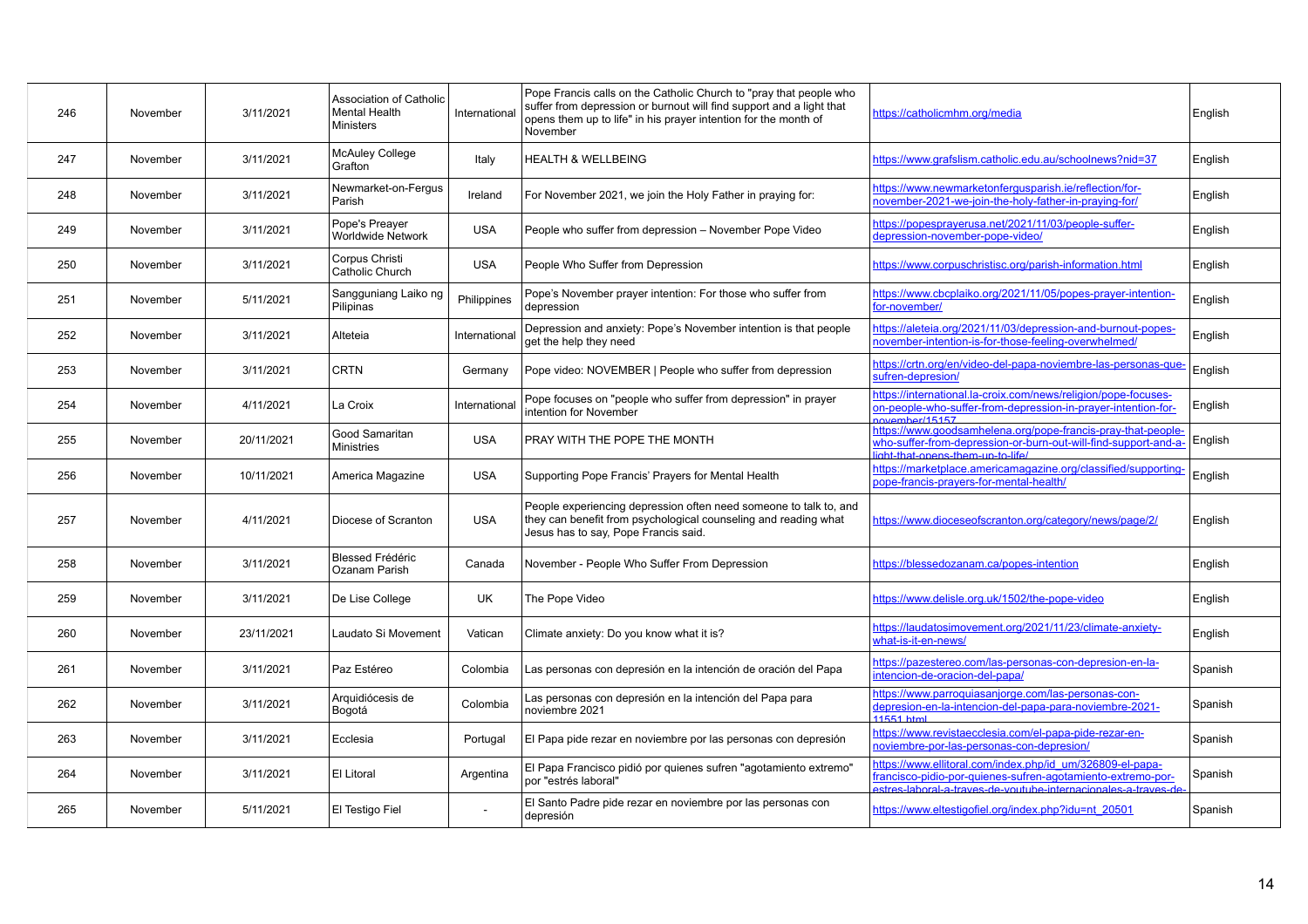| 246 | November | 3/11/2021 | Association of Catholic Mental Health Ministers | International | Pope Francis calls on the Catholic Church to "pray that people who suffer from depression or burnout will find support and a light that opens them up to life" in his prayer intention for the month of November | https://catholicmhm.org/media | English |
|---|---|---|---|---|---|---|---|
| 247 | November | 3/11/2021 | McAuley College Grafton | Italy | HEALTH & WELLBEING | https://www.grafslism.catholic.edu.au/schoolnews?nid=37 | English |
| 248 | November | 3/11/2021 | Newmarket-on-Fergus Parish | Ireland | For November 2021, we join the Holy Father in praying for: | https://www.newmarketonfergusparish.ie/reflection/for-november-2021-we-join-the-holy-father-in-praying-for/ | English |
| 249 | November | 3/11/2021 | Pope's Preayer Worldwide Network | USA | People who suffer from depression – November Pope Video | https://popesprayerusa.net/2021/11/03/people-suffer-depression-november-pope-video/ | English |
| 250 | November | 3/11/2021 | Corpus Christi Catholic Church | USA | People Who Suffer from Depression | https://www.corpuschristisc.org/parish-information.html | English |
| 251 | November | 5/11/2021 | Sangguniang Laiko ng Pilipinas | Philippines | Pope's November prayer intention: For those who suffer from depression | https://www.cbcplaiko.org/2021/11/05/popes-prayer-intention-for-november/ | English |
| 252 | November | 3/11/2021 | Alteteia | International | Depression and anxiety: Pope's November intention is that people get the help they need | https://aleteia.org/2021/11/03/depression-and-burnout-popes-november-intention-is-for-those-feeling-overwhelmed/ | English |
| 253 | November | 3/11/2021 | CRTN | Germany | Pope video: NOVEMBER \| People who suffer from depression | https://crtn.org/en/video-del-papa-noviembre-las-personas-que-sufren-depresion/ | English |
| 254 | November | 4/11/2021 | La Croix | International | Pope focuses on "people who suffer from depression" in prayer intention for November | https://international.la-croix.com/news/religion/pope-focuses-on-people-who-suffer-from-depression-in-prayer-intention-for-november/15157 | English |
| 255 | November | 20/11/2021 | Good Samaritan Ministries | USA | PRAY WITH THE POPE THE MONTH | https://www.goodsamhelena.org/pope-francis-pray-that-people-who-suffer-from-depression-or-burn-out-will-find-support-and-a-light-that-opens-them-up-to-life/ | English |
| 256 | November | 10/11/2021 | America Magazine | USA | Supporting Pope Francis' Prayers for Mental Health | https://marketplace.americamagazine.org/classified/supporting-pope-francis-prayers-for-mental-health/ | English |
| 257 | November | 4/11/2021 | Diocese of Scranton | USA | People experiencing depression often need someone to talk to, and they can benefit from psychological counseling and reading what Jesus has to say, Pope Francis said. | https://www.dioceseofscranton.org/category/news/page/2/ | English |
| 258 | November | 3/11/2021 | Blessed Frédéric Ozanam Parish | Canada | November - People Who Suffer From Depression | https://blessedozanam.ca/popes-intention | English |
| 259 | November | 3/11/2021 | De Lise College | UK | The Pope Video | https://www.delisle.org.uk/1502/the-pope-video | English |
| 260 | November | 23/11/2021 | Laudato Si Movement | Vatican | Climate anxiety: Do you know what it is? | https://laudatosimovement.org/2021/11/23/climate-anxiety-what-is-it-en-news/ | English |
| 261 | November | 3/11/2021 | Paz Estéreo | Colombia | Las personas con depresión en la intención de oración del Papa | https://pazestereo.com/las-personas-con-depresion-en-la-intencion-de-oracion-del-papa/ | Spanish |
| 262 | November | 3/11/2021 | Arquidiócesis de Bogotá | Colombia | Las personas con depresión en la intención del Papa para noviembre 2021 | https://www.parroquiasanjorge.com/las-personas-con-depresion-en-la-intencion-del-papa-para-noviembre-2021-11551.html | Spanish |
| 263 | November | 3/11/2021 | Ecclesia | Portugal | El Papa pide rezar en noviembre por las personas con depresión | https://www.revistaecclesia.com/el-papa-pide-rezar-en-noviembre-por-las-personas-con-depresion/ | Spanish |
| 264 | November | 3/11/2021 | El Litoral | Argentina | El Papa Francisco pidió por quienes sufren "agotamiento extremo" por "estrés laboral" | https://www.ellitoral.com/index.php/id_um/326809-el-papa-francisco-pidio-por-quienes-sufren-agotamiento-extremo-por-estres-laboral-a-traves-de-youtube-internacionales-a-traves-de- | Spanish |
| 265 | November | 5/11/2021 | El Testigo Fiel | - | El Santo Padre pide rezar en noviembre por las personas con depresión | https://www.eltestigofiel.org/index.php?idu=nt_20501 | Spanish |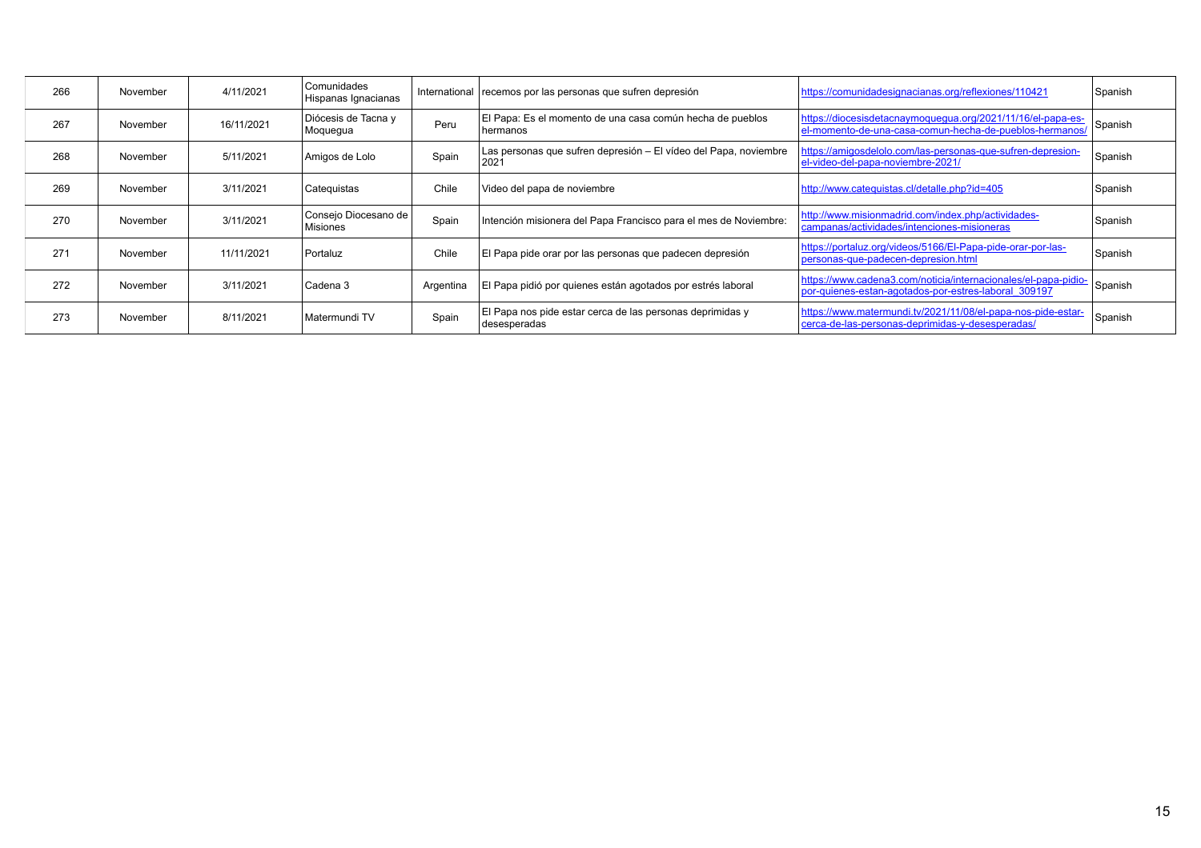| | | | | | | | |
|---|---|---|---|---|---|---|---|
| 266 | November | 4/11/2021 | Comunidades Hispanas Ignacianas | International | recemos por las personas que sufren depresión | https://comunidadesignacianas.org/reflexiones/110421 | Spanish |
| 267 | November | 16/11/2021 | Diócesis de Tacna y Moquegua | Peru | El Papa: Es el momento de una casa común hecha de pueblos hermanos | https://diocesisdetacnaymoquegua.org/2021/11/16/el-papa-es-el-momento-de-una-casa-comun-hecha-de-pueblos-hermanos/ | Spanish |
| 268 | November | 5/11/2021 | Amigos de Lolo | Spain | Las personas que sufren depresión – El vídeo del Papa, noviembre 2021 | https://amigosdelolo.com/las-personas-que-sufren-depresion-el-video-del-papa-noviembre-2021/ | Spanish |
| 269 | November | 3/11/2021 | Catequistas | Chile | Video del papa de noviembre | http://www.catequistas.cl/detalle.php?id=405 | Spanish |
| 270 | November | 3/11/2021 | Consejo Diocesano de Misiones | Spain | Intención misionera del Papa Francisco para el mes de Noviembre: | http://www.misionmadrid.com/index.php/actividades-campanas/actividades/intenciones-misioneras | Spanish |
| 271 | November | 11/11/2021 | Portaluz | Chile | El Papa pide orar por las personas que padecen depresión | https://portaluz.org/videos/5166/El-Papa-pide-orar-por-las-personas-que-padecen-depresion.html | Spanish |
| 272 | November | 3/11/2021 | Cadena 3 | Argentina | El Papa pidió por quienes están agotados por estrés laboral | https://www.cadena3.com/noticia/internacionales/el-papa-pidio-por-quienes-estan-agotados-por-estres-laboral_309197 | Spanish |
| 273 | November | 8/11/2021 | Matermundi TV | Spain | El Papa nos pide estar cerca de las personas deprimidas y desesperadas | https://www.matermundi.tv/2021/11/08/el-papa-nos-pide-estar-cerca-de-las-personas-deprimidas-y-desesperadas/ | Spanish |